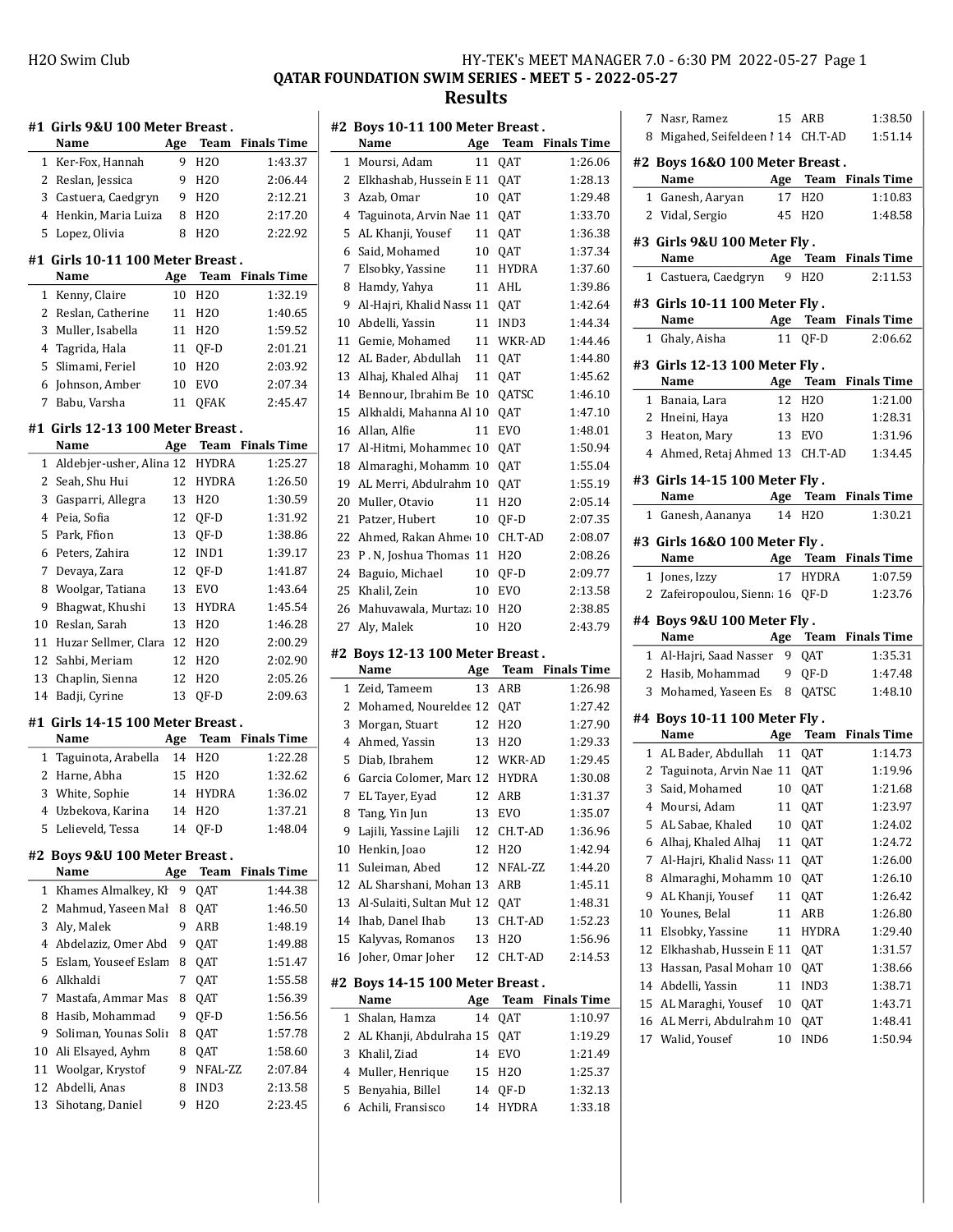# QATAR FOUNDATION SWIM SERIES - MEET 5 - 2022-05-27

## Results

### #1 Girls 9&U 100 Meter Breast .

| | Name | Age | Team | Finals Time |
|---|---|---|---|---|
| 1 | Ker-Fox, Hannah | 9 | H2O | 1:43.37 |
| 2 | Reslan, Jessica | 9 | H2O | 2:06.44 |
| 3 | Castuera, Caedgryn | 9 | H2O | 2:12.21 |
| 4 | Henkin, Maria Luiza | 8 | H2O | 2:17.20 |
| 5 | Lopez, Olivia | 8 | H2O | 2:22.92 |

### #1 Girls 10-11 100 Meter Breast .

| | Name | Age | Team | Finals Time |
|---|---|---|---|---|
| 1 | Kenny, Claire | 10 | H2O | 1:32.19 |
| 2 | Reslan, Catherine | 11 | H2O | 1:40.65 |
| 3 | Muller, Isabella | 11 | H2O | 1:59.52 |
| 4 | Tagrida, Hala | 11 | QF-D | 2:01.21 |
| 5 | Slimami, Feriel | 10 | H2O | 2:03.92 |
| 6 | Johnson, Amber | 10 | EVO | 2:07.34 |
| 7 | Babu, Varsha | 11 | QFAK | 2:45.47 |

### #1 Girls 12-13 100 Meter Breast .

| | Name | Age | Team | Finals Time |
|---|---|---|---|---|
| 1 | Aldebjer-usher, Alina | 12 | HYDRA | 1:25.27 |
| 2 | Seah, Shu Hui | 12 | HYDRA | 1:26.50 |
| 3 | Gasparri, Allegra | 13 | H2O | 1:30.59 |
| 4 | Peia, Sofia | 12 | QF-D | 1:31.92 |
| 5 | Park, Ffion | 13 | QF-D | 1:38.86 |
| 6 | Peters, Zahira | 12 | IND1 | 1:39.17 |
| 7 | Devaya, Zara | 12 | QF-D | 1:41.87 |
| 8 | Woolgar, Tatiana | 13 | EVO | 1:43.64 |
| 9 | Bhagwat, Khushi | 13 | HYDRA | 1:45.54 |
| 10 | Reslan, Sarah | 13 | H2O | 1:46.28 |
| 11 | Huzar Sellmer, Clara | 12 | H2O | 2:00.29 |
| 12 | Sahbi, Meriam | 12 | H2O | 2:02.90 |
| 13 | Chaplin, Sienna | 12 | H2O | 2:05.26 |
| 14 | Badji, Cyrine | 13 | QF-D | 2:09.63 |

### #1 Girls 14-15 100 Meter Breast .

| | Name | Age | Team | Finals Time |
|---|---|---|---|---|
| 1 | Taguinota, Arabella | 14 | H2O | 1:22.28 |
| 2 | Harne, Abha | 15 | H2O | 1:32.62 |
| 3 | White, Sophie | 14 | HYDRA | 1:36.02 |
| 4 | Uzbekova, Karina | 14 | H2O | 1:37.21 |
| 5 | Lelieveld, Tessa | 14 | QF-D | 1:48.04 |

### #2 Boys 9&U 100 Meter Breast .

| | Name | Age | Team | Finals Time |
|---|---|---|---|---|
| 1 | Khames Almalkey, Kh | 9 | QAT | 1:44.38 |
| 2 | Mahmud, Yaseen Mal | 8 | QAT | 1:46.50 |
| 3 | Aly, Malek | 9 | ARB | 1:48.19 |
| 4 | Abdelaziz, Omer Abd | 9 | QAT | 1:49.88 |
| 5 | Eslam, Youseef Eslam | 8 | QAT | 1:51.47 |
| 6 | Alkhaldi | 7 | QAT | 1:55.58 |
| 7 | Mastafa, Ammar Mas | 8 | QAT | 1:56.39 |
| 8 | Hasib, Mohammad | 9 | QF-D | 1:56.56 |
| 9 | Soliman, Younas Solir | 8 | QAT | 1:57.78 |
| 10 | Ali Elsayed, Ayhm | 8 | QAT | 1:58.60 |
| 11 | Woolgar, Krystof | 9 | NFAL-ZZ | 2:07.84 |
| 12 | Abdelli, Anas | 8 | IND3 | 2:13.58 |
| 13 | Sihotang, Daniel | 9 | H2O | 2:23.45 |

### #2 Boys 10-11 100 Meter Breast .

| | Name | Age | Team | Finals Time |
|---|---|---|---|---|
| 1 | Moursi, Adam | 11 | QAT | 1:26.06 |
| 2 | Elkhashab, Hussein E | 11 | QAT | 1:28.13 |
| 3 | Azab, Omar | 10 | QAT | 1:29.48 |
| 4 | Taguinota, Arvin Nae | 11 | QAT | 1:33.70 |
| 5 | AL Khanji, Yousef | 11 | QAT | 1:36.38 |
| 6 | Said, Mohamed | 10 | QAT | 1:37.34 |
| 7 | Elsobky, Yassine | 11 | HYDRA | 1:37.60 |
| 8 | Hamdy, Yahya | 11 | AHL | 1:39.86 |
| 9 | Al-Hajri, Khalid Nass | 11 | QAT | 1:42.64 |
| 10 | Abdelli, Yassin | 11 | IND3 | 1:44.34 |
| 11 | Gemie, Mohamed | 11 | WKR-AD | 1:44.46 |
| 12 | AL Bader, Abdullah | 11 | QAT | 1:44.80 |
| 13 | Alhaj, Khaled Alhaj | 11 | QAT | 1:45.62 |
| 14 | Bennour, Ibrahim Be | 10 | QATSC | 1:46.10 |
| 15 | Alkhaldi, Mahanna Al | 10 | QAT | 1:47.10 |
| 16 | Allan, Alfie | 11 | EVO | 1:48.01 |
| 17 | Al-Hitmi, Mohammec | 10 | QAT | 1:50.94 |
| 18 | Almaraghi, Mohamm | 10 | QAT | 1:55.04 |
| 19 | AL Merri, Abdulrahm | 10 | QAT | 1:55.19 |
| 20 | Muller, Otavio | 11 | H2O | 2:05.14 |
| 21 | Patzer, Hubert | 10 | QF-D | 2:07.35 |
| 22 | Ahmed, Rakan Ahme | 10 | CH.T-AD | 2:08.07 |
| 23 | P . N, Joshua Thomas | 11 | H2O | 2:08.26 |
| 24 | Baguio, Michael | 10 | QF-D | 2:09.77 |
| 25 | Khalil, Zein | 10 | EVO | 2:13.58 |
| 26 | Mahuvawala, Murtaz | 10 | H2O | 2:38.85 |
| 27 | Aly, Malek | 10 | H2O | 2:43.79 |

### #2 Boys 12-13 100 Meter Breast .

| | Name | Age | Team | Finals Time |
|---|---|---|---|---|
| 1 | Zeid, Tameem | 13 | ARB | 1:26.98 |
| 2 | Mohamed, Nourelde | 12 | QAT | 1:27.42 |
| 3 | Morgan, Stuart | 12 | H2O | 1:27.90 |
| 4 | Ahmed, Yassin | 13 | H2O | 1:29.33 |
| 5 | Diab, Ibrahem | 12 | WKR-AD | 1:29.45 |
| 6 | Garcia Colomer, Marc | 12 | HYDRA | 1:30.08 |
| 7 | EL Tayer, Eyad | 12 | ARB | 1:31.37 |
| 8 | Tang, Yin Jun | 13 | EVO | 1:35.07 |
| 9 | Lajili, Yassine Lajili | 12 | CH.T-AD | 1:36.96 |
| 10 | Henkin, Joao | 12 | H2O | 1:42.94 |
| 11 | Suleiman, Abed | 12 | NFAL-ZZ | 1:44.20 |
| 12 | AL Sharshani, Mohan | 13 | ARB | 1:45.11 |
| 13 | Al-Sulaiti, Sultan Mul | 12 | QAT | 1:48.31 |
| 14 | Ihab, Danel Ihab | 13 | CH.T-AD | 1:52.23 |
| 15 | Kalyvas, Romanos | 13 | H2O | 1:56.96 |
| 16 | Joher, Omar Joher | 12 | CH.T-AD | 2:14.53 |

### #2 Boys 14-15 100 Meter Breast .

| | Name | Age | Team | Finals Time |
|---|---|---|---|---|
| 1 | Shalan, Hamza | 14 | QAT | 1:10.97 |
| 2 | AL Khanji, Abdulraha | 15 | QAT | 1:19.29 |
| 3 | Khalil, Ziad | 14 | EVO | 1:21.49 |
| 4 | Muller, Henrique | 15 | H2O | 1:25.37 |
| 5 | Benyahia, Billel | 14 | QF-D | 1:32.13 |
| 6 | Achili, Fransisco | 14 | HYDRA | 1:33.18 |
| 7 | Nasr, Ramez | 15 | ARB | 1:38.50 |
| 8 | Migahed, Seifeldeen I | 14 | CH.T-AD | 1:51.14 |

### #2 Boys 16&O 100 Meter Breast .

| | Name | Age | Team | Finals Time |
|---|---|---|---|---|
| 1 | Ganesh, Aaryan | 17 | H2O | 1:10.83 |
| 2 | Vidal, Sergio | 45 | H2O | 1:48.58 |

### #3 Girls 9&U 100 Meter Fly .

| | Name | Age | Team | Finals Time |
|---|---|---|---|---|
| 1 | Castuera, Caedgryn | 9 | H2O | 2:11.53 |

### #3 Girls 10-11 100 Meter Fly .

| | Name | Age | Team | Finals Time |
|---|---|---|---|---|
| 1 | Ghaly, Aisha | 11 | QF-D | 2:06.62 |

### #3 Girls 12-13 100 Meter Fly .

| | Name | Age | Team | Finals Time |
|---|---|---|---|---|
| 1 | Banaia, Lara | 12 | H2O | 1:21.00 |
| 2 | Hneini, Haya | 13 | H2O | 1:28.31 |
| 3 | Heaton, Mary | 13 | EVO | 1:31.96 |
| 4 | Ahmed, Retaj Ahmed | 13 | CH.T-AD | 1:34.45 |

### #3 Girls 14-15 100 Meter Fly .

| | Name | Age | Team | Finals Time |
|---|---|---|---|---|
| 1 | Ganesh, Aananya | 14 | H2O | 1:30.21 |

### #3 Girls 16&O 100 Meter Fly .

| | Name | Age | Team | Finals Time |
|---|---|---|---|---|
| 1 | Jones, Izzy | 17 | HYDRA | 1:07.59 |
| 2 | Zafeiropoulou, Sienn | 16 | QF-D | 1:23.76 |

### #4 Boys 9&U 100 Meter Fly .

| | Name | Age | Team | Finals Time |
|---|---|---|---|---|
| 1 | Al-Hajri, Saad Nasser | 9 | QAT | 1:35.31 |
| 2 | Hasib, Mohammad | 9 | QF-D | 1:47.48 |
| 3 | Mohamed, Yaseen Es | 8 | QATSC | 1:48.10 |

### #4 Boys 10-11 100 Meter Fly .

| | Name | Age | Team | Finals Time |
|---|---|---|---|---|
| 1 | AL Bader, Abdullah | 11 | QAT | 1:14.73 |
| 2 | Taguinota, Arvin Nae | 11 | QAT | 1:19.96 |
| 3 | Said, Mohamed | 10 | QAT | 1:21.68 |
| 4 | Moursi, Adam | 11 | QAT | 1:23.97 |
| 5 | AL Sabae, Khaled | 10 | QAT | 1:24.02 |
| 6 | Alhaj, Khaled Alhaj | 11 | QAT | 1:24.72 |
| 7 | Al-Hajri, Khalid Nass | 11 | QAT | 1:26.00 |
| 8 | Almaraghi, Mohamm | 10 | QAT | 1:26.10 |
| 9 | AL Khanji, Yousef | 11 | QAT | 1:26.42 |
| 10 | Younes, Belal | 11 | ARB | 1:26.80 |
| 11 | Elsobky, Yassine | 11 | HYDRA | 1:29.40 |
| 12 | Elkhashab, Hussein E | 11 | QAT | 1:31.57 |
| 13 | Hassan, Pasal Mohan | 10 | QAT | 1:38.66 |
| 14 | Abdelli, Yassin | 11 | IND3 | 1:38.71 |
| 15 | AL Maraghi, Yousef | 10 | QAT | 1:43.71 |
| 16 | AL Merri, Abdulrahm | 10 | QAT | 1:48.41 |
| 17 | Walid, Yousef | 10 | IND6 | 1:50.94 |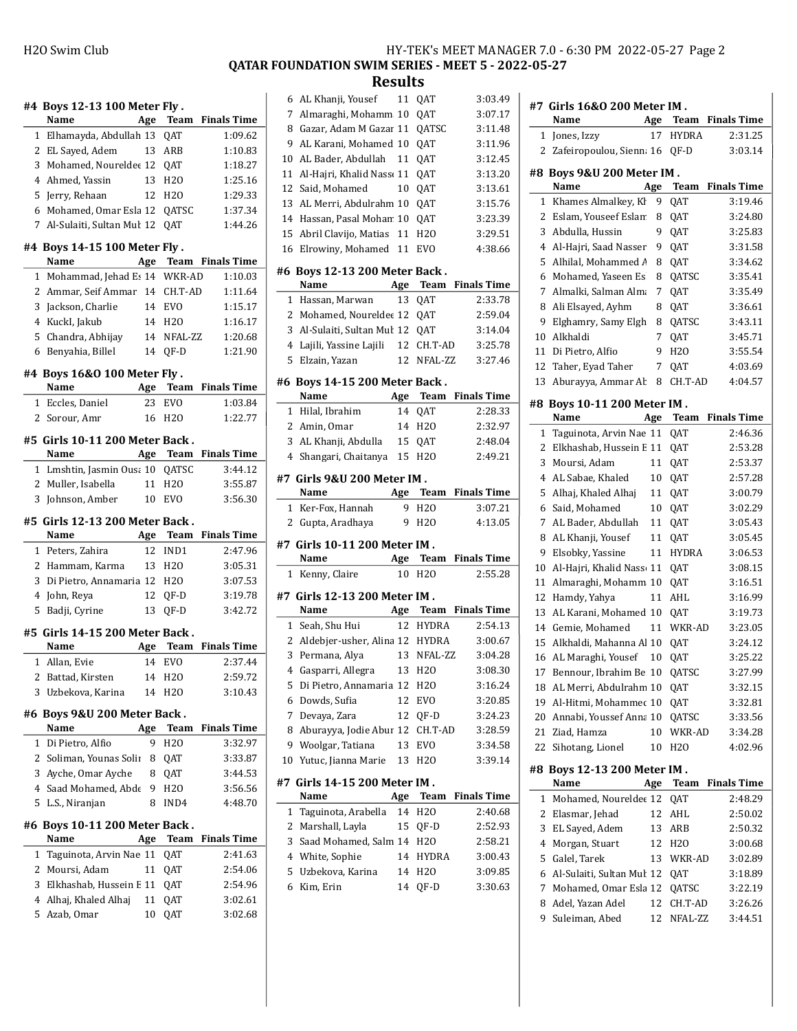## QATAR FOUNDATION SWIM SERIES - MEET 5 - 2022-05-27

## Results

### #4 Boys 12-13 100 Meter Fly .

| | Name | Age | Team | Finals Time |
|---|---|---|---|---|
| 1 | Elhamayda, Abdullah | 13 | QAT | 1:09.62 |
| 2 | EL Sayed, Adem | 13 | ARB | 1:10.83 |
| 3 | Mohamed, Noureldee | 12 | QAT | 1:18.27 |
| 4 | Ahmed, Yassin | 13 | H2O | 1:25.16 |
| 5 | Jerry, Rehaan | 12 | H2O | 1:29.33 |
| 6 | Mohamed, Omar Esla | 12 | QATSC | 1:37.34 |
| 7 | Al-Sulaiti, Sultan Mul | 12 | QAT | 1:44.26 |

### #4 Boys 14-15 100 Meter Fly .

| | Name | Age | Team | Finals Time |
|---|---|---|---|---|
| 1 | Mohammad, Jehad Es | 14 | WKR-AD | 1:10.03 |
| 2 | Ammar, Seif Ammar | 14 | CH.T-AD | 1:11.64 |
| 3 | Jackson, Charlie | 14 | EVO | 1:15.17 |
| 4 | KuckI, Jakub | 14 | H2O | 1:16.17 |
| 5 | Chandra, Abhijay | 14 | NFAL-ZZ | 1:20.68 |
| 6 | Benyahia, Billel | 14 | QF-D | 1:21.90 |

### #4 Boys 16&O 100 Meter Fly .

| | Name | Age | Team | Finals Time |
|---|---|---|---|---|
| 1 | Eccles, Daniel | 23 | EVO | 1:03.84 |
| 2 | Sorour, Amr | 16 | H2O | 1:22.77 |

### #5 Girls 10-11 200 Meter Back .

| | Name | Age | Team | Finals Time |
|---|---|---|---|---|
| 1 | Lmshtin, Jasmin Ousa | 10 | QATSC | 3:44.12 |
| 2 | Muller, Isabella | 11 | H2O | 3:55.87 |
| 3 | Johnson, Amber | 10 | EVO | 3:56.30 |

### #5 Girls 12-13 200 Meter Back .

| | Name | Age | Team | Finals Time |
|---|---|---|---|---|
| 1 | Peters, Zahira | 12 | IND1 | 2:47.96 |
| 2 | Hammam, Karma | 13 | H2O | 3:05.31 |
| 3 | Di Pietro, Annamaria | 12 | H2O | 3:07.53 |
| 4 | John, Reya | 12 | QF-D | 3:19.78 |
| 5 | Badji, Cyrine | 13 | QF-D | 3:42.72 |

### #5 Girls 14-15 200 Meter Back .

| | Name | Age | Team | Finals Time |
|---|---|---|---|---|
| 1 | Allan, Evie | 14 | EVO | 2:37.44 |
| 2 | Battad, Kirsten | 14 | H2O | 2:59.72 |
| 3 | Uzbekova, Karina | 14 | H2O | 3:10.43 |

### #6 Boys 9&U 200 Meter Back .

| | Name | Age | Team | Finals Time |
|---|---|---|---|---|
| 1 | Di Pietro, Alfio | 9 | H2O | 3:32.97 |
| 2 | Soliman, Younas Solir | 8 | QAT | 3:33.87 |
| 3 | Ayche, Omar Ayche | 8 | QAT | 3:44.53 |
| 4 | Saad Mohamed, Abde | 9 | H2O | 3:56.56 |
| 5 | L.S., Niranjan | 8 | IND4 | 4:48.70 |

### #6 Boys 10-11 200 Meter Back .

| | Name | Age | Team | Finals Time |
|---|---|---|---|---|
| 1 | Taguinota, Arvin Nae | 11 | QAT | 2:41.63 |
| 2 | Moursi, Adam | 11 | QAT | 2:54.06 |
| 3 | Elkhashab, Hussein E | 11 | QAT | 2:54.96 |
| 4 | Alhaj, Khaled Alhaj | 11 | QAT | 3:02.61 |
| 5 | Azab, Omar | 10 | QAT | 3:02.68 |
| 6 | AL Khanji, Yousef | 11 | QAT | 3:03.49 |
| 7 | Almaraghi, Mohamm | 10 | QAT | 3:07.17 |
| 8 | Gazar, Adam M Gazar | 11 | QATSC | 3:11.48 |
| 9 | AL Karani, Mohamed | 10 | QAT | 3:11.96 |
| 10 | AL Bader, Abdullah | 11 | QAT | 3:12.45 |
| 11 | Al-Hajri, Khalid Nass | 11 | QAT | 3:13.20 |
| 12 | Said, Mohamed | 10 | QAT | 3:13.61 |
| 13 | AL Merri, Abdulrahm | 10 | QAT | 3:15.76 |
| 14 | Hassan, Pasal Mohan | 10 | QAT | 3:23.39 |
| 15 | Abril Clavijo, Matias | 11 | H2O | 3:29.51 |
| 16 | Elrowiny, Mohamed | 11 | EVO | 4:38.66 |

### #6 Boys 12-13 200 Meter Back .

| | Name | Age | Team | Finals Time |
|---|---|---|---|---|
| 1 | Hassan, Marwan | 13 | QAT | 2:33.78 |
| 2 | Mohamed, Noureldee | 12 | QAT | 2:59.04 |
| 3 | Al-Sulaiti, Sultan Mul | 12 | QAT | 3:14.04 |
| 4 | Lajili, Yassine Lajili | 12 | CH.T-AD | 3:25.78 |
| 5 | Elzain, Yazan | 12 | NFAL-ZZ | 3:27.46 |

### #6 Boys 14-15 200 Meter Back .

| | Name | Age | Team | Finals Time |
|---|---|---|---|---|
| 1 | Hilal, Ibrahim | 14 | QAT | 2:28.33 |
| 2 | Amin, Omar | 14 | H2O | 2:32.97 |
| 3 | AL Khanji, Abdulla | 15 | QAT | 2:48.04 |
| 4 | Shangari, Chaitanya | 15 | H2O | 2:49.21 |

### #7 Girls 9&U 200 Meter IM .

| | Name | Age | Team | Finals Time |
|---|---|---|---|---|
| 1 | Ker-Fox, Hannah | 9 | H2O | 3:07.21 |
| 2 | Gupta, Aradhaya | 9 | H2O | 4:13.05 |

### #7 Girls 10-11 200 Meter IM .

| | Name | Age | Team | Finals Time |
|---|---|---|---|---|
| 1 | Kenny, Claire | 10 | H2O | 2:55.28 |

### #7 Girls 12-13 200 Meter IM .

| | Name | Age | Team | Finals Time |
|---|---|---|---|---|
| 1 | Seah, Shu Hui | 12 | HYDRA | 2:54.13 |
| 2 | Aldebjer-usher, Alina | 12 | HYDRA | 3:00.67 |
| 3 | Permana, Alya | 13 | NFAL-ZZ | 3:04.28 |
| 4 | Gasparri, Allegra | 13 | H2O | 3:08.30 |
| 5 | Di Pietro, Annamaria | 12 | H2O | 3:16.24 |
| 6 | Dowds, Sufia | 12 | EVO | 3:20.85 |
| 7 | Devaya, Zara | 12 | QF-D | 3:24.23 |
| 8 | Aburayya, Jodie Abur | 12 | CH.T-AD | 3:28.59 |
| 9 | Woolgar, Tatiana | 13 | EVO | 3:34.58 |
| 10 | Yutuc, Jianna Marie | 13 | H2O | 3:39.14 |

### #7 Girls 14-15 200 Meter IM .

| | Name | Age | Team | Finals Time |
|---|---|---|---|---|
| 1 | Taguinota, Arabella | 14 | H2O | 2:40.68 |
| 2 | Marshall, Layla | 15 | QF-D | 2:52.93 |
| 3 | Saad Mohamed, Salm | 14 | H2O | 2:58.21 |
| 4 | White, Sophie | 14 | HYDRA | 3:00.43 |
| 5 | Uzbekova, Karina | 14 | H2O | 3:09.85 |
| 6 | Kim, Erin | 14 | QF-D | 3:30.63 |

### #7 Girls 16&O 200 Meter IM .

| | Name | Age | Team | Finals Time |
|---|---|---|---|---|
| 1 | Jones, Izzy | 17 | HYDRA | 2:31.25 |
| 2 | Zafeiropoulou, Sienn | 16 | QF-D | 3:03.14 |

### #8 Boys 9&U 200 Meter IM .

| | Name | Age | Team | Finals Time |
|---|---|---|---|---|
| 1 | Khames Almalkey, Kh | 9 | QAT | 3:19.46 |
| 2 | Eslam, Youseef Eslam | 8 | QAT | 3:24.80 |
| 3 | Abdulla, Hussin | 9 | QAT | 3:25.83 |
| 4 | Al-Hajri, Saad Nasser | 9 | QAT | 3:31.58 |
| 5 | Alhilal, Mohammed A | 8 | QAT | 3:34.62 |
| 6 | Mohamed, Yaseen Es | 8 | QATSC | 3:35.41 |
| 7 | Almalki, Salman Alma | 7 | QAT | 3:35.49 |
| 8 | Ali Elsayed, Ayhm | 8 | QAT | 3:36.61 |
| 9 | Elghamry, Samy Elgh | 8 | QATSC | 3:43.11 |
| 10 | Alkhaldi | 7 | QAT | 3:45.71 |
| 11 | Di Pietro, Alfio | 9 | H2O | 3:55.54 |
| 12 | Taher, Eyad Taher | 7 | QAT | 4:03.69 |
| 13 | Aburayya, Ammar Ab | 8 | CH.T-AD | 4:04.57 |

### #8 Boys 10-11 200 Meter IM .

| | Name | Age | Team | Finals Time |
|---|---|---|---|---|
| 1 | Taguinota, Arvin Nae | 11 | QAT | 2:46.36 |
| 2 | Elkhashab, Hussein E | 11 | QAT | 2:53.28 |
| 3 | Moursi, Adam | 11 | QAT | 2:53.37 |
| 4 | AL Sabae, Khaled | 10 | QAT | 2:57.28 |
| 5 | Alhaj, Khaled Alhaj | 11 | QAT | 3:00.79 |
| 6 | Said, Mohamed | 10 | QAT | 3:02.29 |
| 7 | AL Bader, Abdullah | 11 | QAT | 3:05.43 |
| 8 | AL Khanji, Yousef | 11 | QAT | 3:05.45 |
| 9 | Elsobky, Yassine | 11 | HYDRA | 3:06.53 |
| 10 | Al-Hajri, Khalid Nass | 11 | QAT | 3:08.15 |
| 11 | Almaraghi, Mohamm | 10 | QAT | 3:16.51 |
| 12 | Hamdy, Yahya | 11 | AHL | 3:16.99 |
| 13 | AL Karani, Mohamed | 10 | QAT | 3:19.73 |
| 14 | Gemie, Mohamed | 11 | WKR-AD | 3:23.05 |
| 15 | Alkhaldi, Mahanna Al | 10 | QAT | 3:24.12 |
| 16 | AL Maraghi, Yousef | 10 | QAT | 3:25.22 |
| 17 | Bennour, Ibrahim Be | 10 | QATSC | 3:27.99 |
| 18 | AL Merri, Abdulrahm | 10 | QAT | 3:32.15 |
| 19 | Al-Hitmi, Mohammec | 10 | QAT | 3:32.81 |
| 20 | Annabi, Youssef Anna | 10 | QATSC | 3:33.56 |
| 21 | Ziad, Hamza | 10 | WKR-AD | 3:34.28 |
| 22 | Sihotang, Lionel | 10 | H2O | 4:02.96 |

### #8 Boys 12-13 200 Meter IM .

| | Name | Age | Team | Finals Time |
|---|---|---|---|---|
| 1 | Mohamed, Noureldee | 12 | QAT | 2:48.29 |
| 2 | Elasmar, Jehad | 12 | AHL | 2:50.02 |
| 3 | EL Sayed, Adem | 13 | ARB | 2:50.32 |
| 4 | Morgan, Stuart | 12 | H2O | 3:00.68 |
| 5 | Galel, Tarek | 13 | WKR-AD | 3:02.89 |
| 6 | Al-Sulaiti, Sultan Mul | 12 | QAT | 3:18.89 |
| 7 | Mohamed, Omar Esla | 12 | QATSC | 3:22.19 |
| 8 | Adel, Yazan Adel | 12 | CH.T-AD | 3:26.26 |
| 9 | Suleiman, Abed | 12 | NFAL-ZZ | 3:44.51 |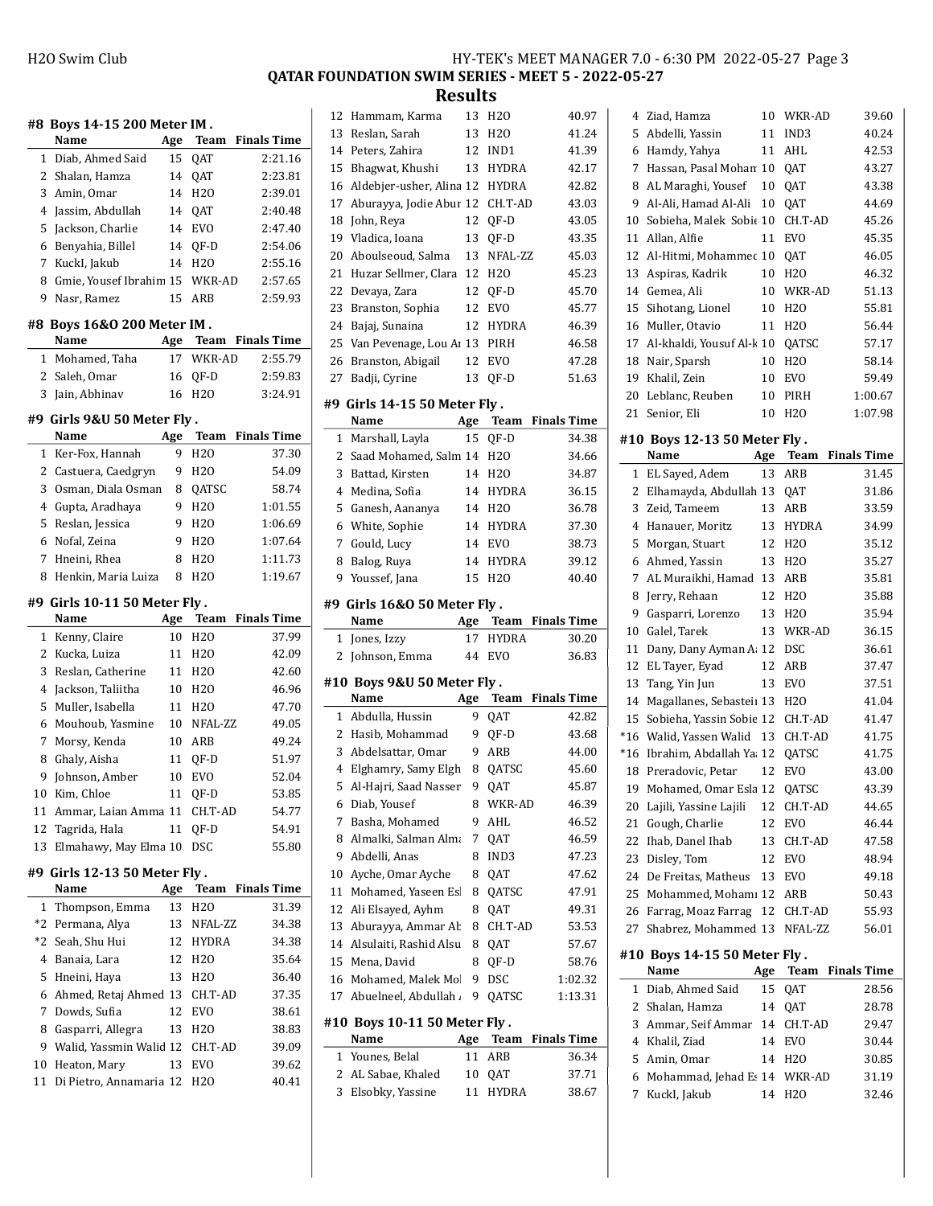# QATAR FOUNDATION SWIM SERIES - MEET 5 - 2022-05-27

## Results

### #8 Boys 14-15 200 Meter IM .

| | Name | Age | Team | Finals Time |
|---|---|---|---|---|
| 1 | Diab, Ahmed Said | 15 | QAT | 2:21.16 |
| 2 | Shalan, Hamza | 14 | QAT | 2:23.81 |
| 3 | Amin, Omar | 14 | H2O | 2:39.01 |
| 4 | Jassim, Abdullah | 14 | QAT | 2:40.48 |
| 5 | Jackson, Charlie | 14 | EVO | 2:47.40 |
| 6 | Benyahia, Billel | 14 | QF-D | 2:54.06 |
| 7 | KuckI, Jakub | 14 | H2O | 2:55.16 |
| 8 | Gmie, Yousef Ibrahim | 15 | WKR-AD | 2:57.65 |
| 9 | Nasr, Ramez | 15 | ARB | 2:59.93 |

### #8 Boys 16&O 200 Meter IM .

| | Name | Age | Team | Finals Time |
|---|---|---|---|---|
| 1 | Mohamed, Taha | 17 | WKR-AD | 2:55.79 |
| 2 | Saleh, Omar | 16 | QF-D | 2:59.83 |
| 3 | Jain, Abhinav | 16 | H2O | 3:24.91 |

### #9 Girls 9&U 50 Meter Fly .

| | Name | Age | Team | Finals Time |
|---|---|---|---|---|
| 1 | Ker-Fox, Hannah | 9 | H2O | 37.30 |
| 2 | Castuera, Caedgryn | 9 | H2O | 54.09 |
| 3 | Osman, Diala Osman | 8 | QATSC | 58.74 |
| 4 | Gupta, Aradhaya | 9 | H2O | 1:01.55 |
| 5 | Reslan, Jessica | 9 | H2O | 1:06.69 |
| 6 | Nofal, Zeina | 9 | H2O | 1:07.64 |
| 7 | Hneini, Rhea | 8 | H2O | 1:11.73 |
| 8 | Henkin, Maria Luiza | 8 | H2O | 1:19.67 |

### #9 Girls 10-11 50 Meter Fly .

| | Name | Age | Team | Finals Time |
|---|---|---|---|---|
| 1 | Kenny, Claire | 10 | H2O | 37.99 |
| 2 | Kucka, Luiza | 11 | H2O | 42.09 |
| 3 | Reslan, Catherine | 11 | H2O | 42.60 |
| 4 | Jackson, Taliitha | 10 | H2O | 46.96 |
| 5 | Muller, Isabella | 11 | H2O | 47.70 |
| 6 | Mouhoub, Yasmine | 10 | NFAL-ZZ | 49.05 |
| 7 | Morsy, Kenda | 10 | ARB | 49.24 |
| 8 | Ghaly, Aisha | 11 | QF-D | 51.97 |
| 9 | Johnson, Amber | 10 | EVO | 52.04 |
| 10 | Kim, Chloe | 11 | QF-D | 53.85 |
| 11 | Ammar, Laian Amma | 11 | CH.T-AD | 54.77 |
| 12 | Tagrida, Hala | 11 | QF-D | 54.91 |
| 13 | Elmahawy, May Elma | 10 | DSC | 55.80 |

### #9 Girls 12-13 50 Meter Fly .

| | Name | Age | Team | Finals Time |
|---|---|---|---|---|
| 1 | Thompson, Emma | 13 | H2O | 31.39 |
| *2 | Permana, Alya | 13 | NFAL-ZZ | 34.38 |
| *2 | Seah, Shu Hui | 12 | HYDRA | 34.38 |
| 4 | Banaia, Lara | 12 | H2O | 35.64 |
| 5 | Hneini, Haya | 13 | H2O | 36.40 |
| 6 | Ahmed, Retaj Ahmed | 13 | CH.T-AD | 37.35 |
| 7 | Dowds, Sufia | 12 | EVO | 38.61 |
| 8 | Gasparri, Allegra | 13 | H2O | 38.83 |
| 9 | Walid, Yassmin Walid | 12 | CH.T-AD | 39.09 |
| 10 | Heaton, Mary | 13 | EVO | 39.62 |
| 11 | Di Pietro, Annamaria | 12 | H2O | 40.41 |
| 12 | Hammam, Karma | 13 | H2O | 40.97 |
| 13 | Reslan, Sarah | 13 | H2O | 41.24 |
| 14 | Peters, Zahira | 12 | IND1 | 41.39 |
| 15 | Bhagwat, Khushi | 13 | HYDRA | 42.17 |
| 16 | Aldebjer-usher, Alina | 12 | HYDRA | 42.82 |
| 17 | Aburayya, Jodie Abur | 12 | CH.T-AD | 43.03 |
| 18 | John, Reya | 12 | QF-D | 43.05 |
| 19 | Vladica, Ioana | 13 | QF-D | 43.35 |
| 20 | Aboulseoud, Salma | 13 | NFAL-ZZ | 45.03 |
| 21 | Huzar Sellmer, Clara | 12 | H2O | 45.23 |
| 22 | Devaya, Zara | 12 | QF-D | 45.70 |
| 23 | Branston, Sophia | 12 | EVO | 45.77 |
| 24 | Bajaj, Sunaina | 12 | HYDRA | 46.39 |
| 25 | Van Pevenage, Lou Ar | 13 | PIRH | 46.58 |
| 26 | Branston, Abigail | 12 | EVO | 47.28 |
| 27 | Badji, Cyrine | 13 | QF-D | 51.63 |

### #9 Girls 14-15 50 Meter Fly .

| | Name | Age | Team | Finals Time |
|---|---|---|---|---|
| 1 | Marshall, Layla | 15 | QF-D | 34.38 |
| 2 | Saad Mohamed, Salm | 14 | H2O | 34.66 |
| 3 | Battad, Kirsten | 14 | H2O | 34.87 |
| 4 | Medina, Sofia | 14 | HYDRA | 36.15 |
| 5 | Ganesh, Aananya | 14 | H2O | 36.78 |
| 6 | White, Sophie | 14 | HYDRA | 37.30 |
| 7 | Gould, Lucy | 14 | EVO | 38.73 |
| 8 | Balog, Ruya | 14 | HYDRA | 39.12 |
| 9 | Youssef, Jana | 15 | H2O | 40.40 |

### #9 Girls 16&O 50 Meter Fly .

| | Name | Age | Team | Finals Time |
|---|---|---|---|---|
| 1 | Jones, Izzy | 17 | HYDRA | 30.20 |
| 2 | Johnson, Emma | 44 | EVO | 36.83 |

### #10 Boys 9&U 50 Meter Fly .

| | Name | Age | Team | Finals Time |
|---|---|---|---|---|
| 1 | Abdulla, Hussin | 9 | QAT | 42.82 |
| 2 | Hasib, Mohammad | 9 | QF-D | 43.68 |
| 3 | Abdelsattar, Omar | 9 | ARB | 44.00 |
| 4 | Elghamry, Samy Elgh | 8 | QATSC | 45.60 |
| 5 | Al-Hajri, Saad Nasser | 9 | QAT | 45.87 |
| 6 | Diab, Yousef | 8 | WKR-AD | 46.39 |
| 7 | Basha, Mohamed | 9 | AHL | 46.52 |
| 8 | Almalki, Salman Alma | 7 | QAT | 46.59 |
| 9 | Abdelli, Anas | 8 | IND3 | 47.23 |
| 10 | Ayche, Omar Ayche | 8 | QAT | 47.62 |
| 11 | Mohamed, Yaseen Esl | 8 | QATSC | 47.91 |
| 12 | Ali Elsayed, Ayhm | 8 | QAT | 49.31 |
| 13 | Aburayya, Ammar Ab | 8 | CH.T-AD | 53.53 |
| 14 | Alsulaiti, Rashid Alsu | 8 | QAT | 57.67 |
| 15 | Mena, David | 8 | QF-D | 58.76 |
| 16 | Mohamed, Malek Mol | 9 | DSC | 1:02.32 |
| 17 | Abuelneel, Abdullah | 9 | QATSC | 1:13.31 |

### #10 Boys 10-11 50 Meter Fly .

| | Name | Age | Team | Finals Time |
|---|---|---|---|---|
| 1 | Younes, Belal | 11 | ARB | 36.34 |
| 2 | AL Sabae, Khaled | 10 | QAT | 37.71 |
| 3 | Elsobky, Yassine | 11 | HYDRA | 38.67 |
| 4 | Ziad, Hamza | 10 | WKR-AD | 39.60 |
| 5 | Abdelli, Yassin | 11 | IND3 | 40.24 |
| 6 | Hamdy, Yahya | 11 | AHL | 42.53 |
| 7 | Hassan, Pasal Mohan | 10 | QAT | 43.27 |
| 8 | AL Maraghi, Yousef | 10 | QAT | 43.38 |
| 9 | Al-Ali, Hamad Al-Ali | 10 | QAT | 44.69 |
| 10 | Sobieha, Malek Sobie | 10 | CH.T-AD | 45.26 |
| 11 | Allan, Alfie | 11 | EVO | 45.35 |
| 12 | Al-Hitmi, Mohammed | 10 | QAT | 46.05 |
| 13 | Aspiras, Kadrik | 10 | H2O | 46.32 |
| 14 | Gemea, Ali | 10 | WKR-AD | 51.13 |
| 15 | Sihotang, Lionel | 10 | H2O | 55.81 |
| 16 | Muller, Otavio | 11 | H2O | 56.44 |
| 17 | Al-khaldi, Yousuf Al-k | 10 | QATSC | 57.17 |
| 18 | Nair, Sparsh | 10 | H2O | 58.14 |
| 19 | Khalil, Zein | 10 | EVO | 59.49 |
| 20 | Leblanc, Reuben | 10 | PIRH | 1:00.67 |
| 21 | Senior, Eli | 10 | H2O | 1:07.98 |

### #10 Boys 12-13 50 Meter Fly .

| | Name | Age | Team | Finals Time |
|---|---|---|---|---|
| 1 | EL Sayed, Adem | 13 | ARB | 31.45 |
| 2 | Elhamayda, Abdullah | 13 | QAT | 31.86 |
| 3 | Zeid, Tameem | 13 | ARB | 33.59 |
| 4 | Hanauer, Moritz | 13 | HYDRA | 34.99 |
| 5 | Morgan, Stuart | 12 | H2O | 35.12 |
| 6 | Ahmed, Yassin | 13 | H2O | 35.27 |
| 7 | AL Muraikhi, Hamad | 13 | ARB | 35.81 |
| 8 | Jerry, Rehaan | 12 | H2O | 35.88 |
| 9 | Gasparri, Lorenzo | 13 | H2O | 35.94 |
| 10 | Galel, Tarek | 13 | WKR-AD | 36.15 |
| 11 | Dany, Dany Ayman A | 12 | DSC | 36.61 |
| 12 | EL Tayer, Eyad | 12 | ARB | 37.47 |
| 13 | Tang, Yin Jun | 13 | EVO | 37.51 |
| 14 | Magallanes, Sebastei | 13 | H2O | 41.04 |
| 15 | Sobieha, Yassin Sobie | 12 | CH.T-AD | 41.47 |
| *16 | Walid, Yassen Walid | 13 | CH.T-AD | 41.75 |
| *16 | Ibrahim, Abdallah Ya | 12 | QATSC | 41.75 |
| 18 | Preradovic, Petar | 12 | EVO | 43.00 |
| 19 | Mohamed, Omar Esla | 12 | QATSC | 43.39 |
| 20 | Lajili, Yassine Lajili | 12 | CH.T-AD | 44.65 |
| 21 | Gough, Charlie | 12 | EVO | 46.44 |
| 22 | Ihab, Danel Ihab | 13 | CH.T-AD | 47.58 |
| 23 | Disley, Tom | 12 | EVO | 48.94 |
| 24 | De Freitas, Matheus | 13 | EVO | 49.18 |
| 25 | Mohammed, Mohamı | 12 | ARB | 50.43 |
| 26 | Farrag, Moaz Farrag | 12 | CH.T-AD | 55.93 |
| 27 | Shabrez, Mohammed | 13 | NFAL-ZZ | 56.01 |

### #10 Boys 14-15 50 Meter Fly .

| | Name | Age | Team | Finals Time |
|---|---|---|---|---|
| 1 | Diab, Ahmed Said | 15 | QAT | 28.56 |
| 2 | Shalan, Hamza | 14 | QAT | 28.78 |
| 3 | Ammar, Seif Ammar | 14 | CH.T-AD | 29.47 |
| 4 | Khalil, Ziad | 14 | EVO | 30.44 |
| 5 | Amin, Omar | 14 | H2O | 30.85 |
| 6 | Mohammad, Jehad Es | 14 | WKR-AD | 31.19 |
| 7 | KuckI, Jakub | 14 | H2O | 32.46 |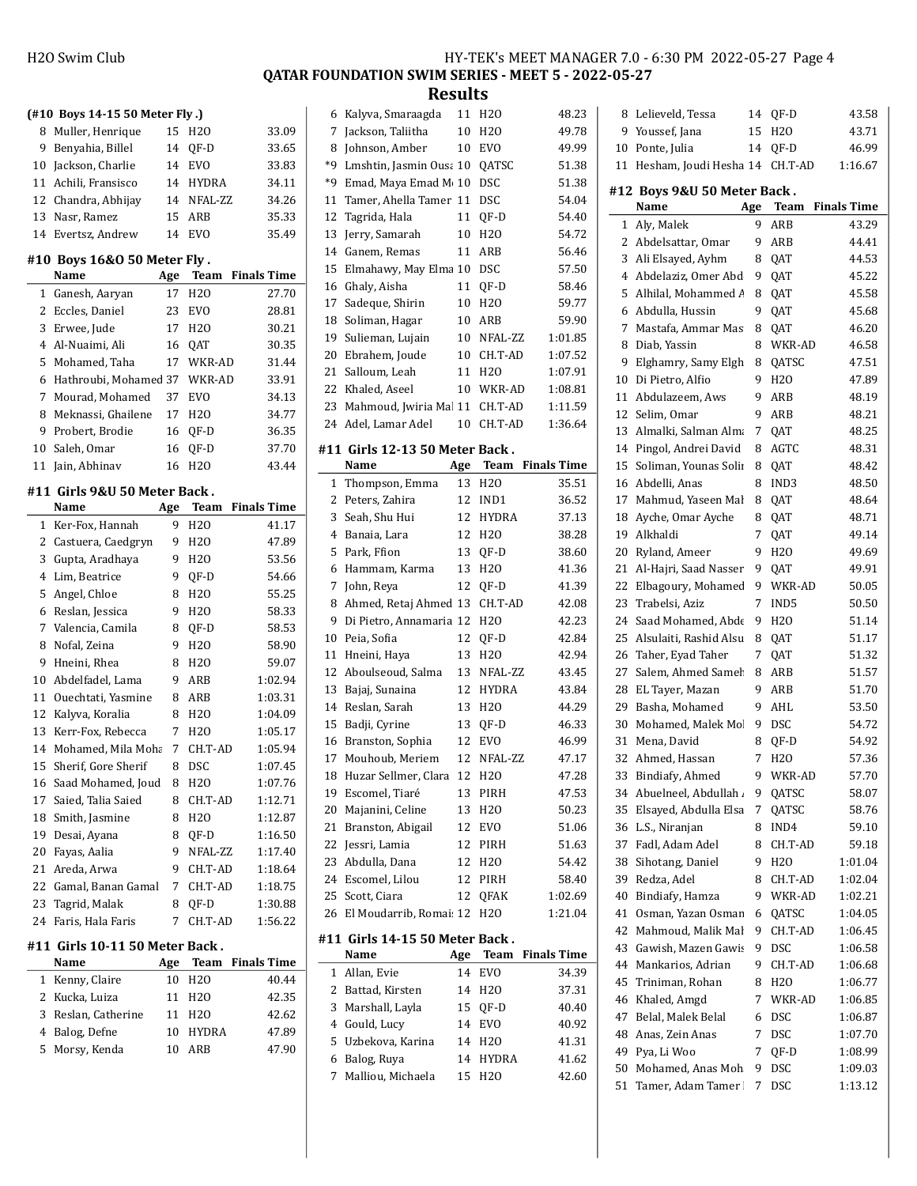## QATAR FOUNDATION SWIM SERIES - MEET 5 - 2022-05-27

## Results

### (#10 Boys 14-15 50 Meter Fly .)

| | Name | Age | Team | Finals Time |
|---|---|---|---|---|
| 8 | Muller, Henrique | 15 | H2O | 33.09 |
| 9 | Benyahia, Billel | 14 | QF-D | 33.65 |
| 10 | Jackson, Charlie | 14 | EVO | 33.83 |
| 11 | Achili, Fransisco | 14 | HYDRA | 34.11 |
| 12 | Chandra, Abhijay | 14 | NFAL-ZZ | 34.26 |
| 13 | Nasr, Ramez | 15 | ARB | 35.33 |
| 14 | Evertsz, Andrew | 14 | EVO | 35.49 |

### #10 Boys 16&O 50 Meter Fly .

| | Name | Age | Team | Finals Time |
|---|---|---|---|---|
| 1 | Ganesh, Aaryan | 17 | H2O | 27.70 |
| 2 | Eccles, Daniel | 23 | EVO | 28.81 |
| 3 | Erwee, Jude | 17 | H2O | 30.21 |
| 4 | Al-Nuaimi, Ali | 16 | QAT | 30.35 |
| 5 | Mohamed, Taha | 17 | WKR-AD | 31.44 |
| 6 | Hathroubi, Mohamed | 37 | WKR-AD | 33.91 |
| 7 | Mourad, Mohamed | 37 | EVO | 34.13 |
| 8 | Meknassi, Ghailene | 17 | H2O | 34.77 |
| 9 | Probert, Brodie | 16 | QF-D | 36.35 |
| 10 | Saleh, Omar | 16 | QF-D | 37.70 |
| 11 | Jain, Abhinav | 16 | H2O | 43.44 |

### #11 Girls 9&U 50 Meter Back .

| | Name | Age | Team | Finals Time |
|---|---|---|---|---|
| 1 | Ker-Fox, Hannah | 9 | H2O | 41.17 |
| 2 | Castuera, Caedgryn | 9 | H2O | 47.89 |
| 3 | Gupta, Aradhaya | 9 | H2O | 53.56 |
| 4 | Lim, Beatrice | 9 | QF-D | 54.66 |
| 5 | Angel, Chloe | 8 | H2O | 55.25 |
| 6 | Reslan, Jessica | 9 | H2O | 58.33 |
| 7 | Valencia, Camila | 8 | QF-D | 58.53 |
| 8 | Nofal, Zeina | 9 | H2O | 58.90 |
| 9 | Hneini, Rhea | 8 | H2O | 59.07 |
| 10 | Abdelfadel, Lama | 9 | ARB | 1:02.94 |
| 11 | Ouechtati, Yasmine | 8 | ARB | 1:03.31 |
| 12 | Kalyva, Koralia | 8 | H2O | 1:04.09 |
| 13 | Kerr-Fox, Rebecca | 7 | H2O | 1:05.17 |
| 14 | Mohamed, Mila Moha | 7 | CH.T-AD | 1:05.94 |
| 15 | Sherif, Gore Sherif | 8 | DSC | 1:07.45 |
| 16 | Saad Mohamed, Joud | 8 | H2O | 1:07.76 |
| 17 | Saied, Talia Saied | 8 | CH.T-AD | 1:12.71 |
| 18 | Smith, Jasmine | 8 | H2O | 1:12.87 |
| 19 | Desai, Ayana | 8 | QF-D | 1:16.50 |
| 20 | Fayas, Aalia | 9 | NFAL-ZZ | 1:17.40 |
| 21 | Areda, Arwa | 9 | CH.T-AD | 1:18.64 |
| 22 | Gamal, Banan Gamal | 7 | CH.T-AD | 1:18.75 |
| 23 | Tagrid, Malak | 8 | QF-D | 1:30.88 |
| 24 | Faris, Hala Faris | 7 | CH.T-AD | 1:56.22 |

### #11 Girls 10-11 50 Meter Back .

| | Name | Age | Team | Finals Time |
|---|---|---|---|---|
| 1 | Kenny, Claire | 10 | H2O | 40.44 |
| 2 | Kucka, Luiza | 11 | H2O | 42.35 |
| 3 | Reslan, Catherine | 11 | H2O | 42.62 |
| 4 | Balog, Defne | 10 | HYDRA | 47.89 |
| 5 | Morsy, Kenda | 10 | ARB | 47.90 |
| 6 | Kalyva, Smaraagda | 11 | H2O | 48.23 |
| 7 | Jackson, Taliitha | 10 | H2O | 49.78 |
| 8 | Johnson, Amber | 10 | EVO | 49.99 |
| *9 | Lmshtin, Jasmin Ousa | 10 | QATSC | 51.38 |
| *9 | Emad, Maya Emad M | 10 | DSC | 51.38 |
| 11 | Tamer, Ahella Tamer | 11 | DSC | 54.04 |
| 12 | Tagrida, Hala | 11 | QF-D | 54.40 |
| 13 | Jerry, Samarah | 10 | H2O | 54.72 |
| 14 | Ganem, Remas | 11 | ARB | 56.46 |
| 15 | Elmahawy, May Elma | 10 | DSC | 57.50 |
| 16 | Ghaly, Aisha | 11 | QF-D | 58.46 |
| 17 | Sadeque, Shirin | 10 | H2O | 59.77 |
| 18 | Soliman, Hagar | 10 | ARB | 59.90 |
| 19 | Sulieman, Lujain | 10 | NFAL-ZZ | 1:01.85 |
| 20 | Ebrahem, Joude | 10 | CH.T-AD | 1:07.52 |
| 21 | Salloum, Leah | 11 | H2O | 1:07.91 |
| 22 | Khaled, Aseel | 10 | WKR-AD | 1:08.81 |
| 23 | Mahmoud, Jwiria Mal | 11 | CH.T-AD | 1:11.59 |
| 24 | Adel, Lamar Adel | 10 | CH.T-AD | 1:36.64 |

### #11 Girls 12-13 50 Meter Back .

| | Name | Age | Team | Finals Time |
|---|---|---|---|---|
| 1 | Thompson, Emma | 13 | H2O | 35.51 |
| 2 | Peters, Zahira | 12 | IND1 | 36.52 |
| 3 | Seah, Shu Hui | 12 | HYDRA | 37.13 |
| 4 | Banaia, Lara | 12 | H2O | 38.28 |
| 5 | Park, Ffion | 13 | QF-D | 38.60 |
| 6 | Hammam, Karma | 13 | H2O | 41.36 |
| 7 | John, Reya | 12 | QF-D | 41.39 |
| 8 | Ahmed, Retaj Ahmed | 13 | CH.T-AD | 42.08 |
| 9 | Di Pietro, Annamaria | 12 | H2O | 42.23 |
| 10 | Peia, Sofia | 12 | QF-D | 42.84 |
| 11 | Hneini, Haya | 13 | H2O | 42.94 |
| 12 | Aboulseoud, Salma | 13 | NFAL-ZZ | 43.45 |
| 13 | Bajaj, Sunaina | 12 | HYDRA | 43.84 |
| 14 | Reslan, Sarah | 13 | H2O | 44.29 |
| 15 | Badji, Cyrine | 13 | QF-D | 46.33 |
| 16 | Branston, Sophia | 12 | EVO | 46.99 |
| 17 | Mouhoub, Meriem | 12 | NFAL-ZZ | 47.17 |
| 18 | Huzar Sellmer, Clara | 12 | H2O | 47.28 |
| 19 | Escomel, Tiaré | 13 | PIRH | 47.53 |
| 20 | Majanini, Celine | 13 | H2O | 50.23 |
| 21 | Branston, Abigail | 12 | EVO | 51.06 |
| 22 | Jessri, Lamia | 12 | PIRH | 51.63 |
| 23 | Abdulla, Dana | 12 | H2O | 54.42 |
| 24 | Escomel, Lilou | 12 | PIRH | 58.40 |
| 25 | Scott, Ciara | 12 | QFAK | 1:02.69 |
| 26 | El Moudarrib, Romai: | 12 | H2O | 1:21.04 |

### #11 Girls 14-15 50 Meter Back .

| | Name | Age | Team | Finals Time |
|---|---|---|---|---|
| 1 | Allan, Evie | 14 | EVO | 34.39 |
| 2 | Battad, Kirsten | 14 | H2O | 37.31 |
| 3 | Marshall, Layla | 15 | QF-D | 40.40 |
| 4 | Gould, Lucy | 14 | EVO | 40.92 |
| 5 | Uzbekova, Karina | 14 | H2O | 41.31 |
| 6 | Balog, Ruya | 14 | HYDRA | 41.62 |
| 7 | Malliou, Michaela | 15 | H2O | 42.60 |
| 8 | Lelieveld, Tessa | 14 | QF-D | 43.58 |
| 9 | Youssef, Jana | 15 | H2O | 43.71 |
| 10 | Ponte, Julia | 14 | QF-D | 46.99 |
| 11 | Hesham, Joudi Hesha | 14 | CH.T-AD | 1:16.67 |

### #12 Boys 9&U 50 Meter Back .

| | Name | Age | Team | Finals Time |
|---|---|---|---|---|
| 1 | Aly, Malek | 9 | ARB | 43.29 |
| 2 | Abdelsattar, Omar | 9 | ARB | 44.41 |
| 3 | Ali Elsayed, Ayhm | 8 | QAT | 44.53 |
| 4 | Abdelaziz, Omer Abd | 9 | QAT | 45.22 |
| 5 | Alhilal, Mohammed A | 8 | QAT | 45.58 |
| 6 | Abdulla, Hussin | 9 | QAT | 45.68 |
| 7 | Mastafa, Ammar Mas | 8 | QAT | 46.20 |
| 8 | Diab, Yassin | 8 | WKR-AD | 46.58 |
| 9 | Elghamry, Samy Elgh | 8 | QATSC | 47.51 |
| 10 | Di Pietro, Alfio | 9 | H2O | 47.89 |
| 11 | Abdulazeem, Aws | 9 | ARB | 48.19 |
| 12 | Selim, Omar | 9 | ARB | 48.21 |
| 13 | Almalki, Salman Alma | 7 | QAT | 48.25 |
| 14 | Pingol, Andrei David | 8 | AGTC | 48.31 |
| 15 | Soliman, Younas Solir | 8 | QAT | 48.42 |
| 16 | Abdelli, Anas | 8 | IND3 | 48.50 |
| 17 | Mahmud, Yaseen Mal | 8 | QAT | 48.64 |
| 18 | Ayche, Omar Ayche | 8 | QAT | 48.71 |
| 19 | Alkhaldi | 7 | QAT | 49.14 |
| 20 | Ryland, Ameer | 9 | H2O | 49.69 |
| 21 | Al-Hajri, Saad Nasser | 9 | QAT | 49.91 |
| 22 | Elbagoury, Mohamed | 9 | WKR-AD | 50.05 |
| 23 | Trabelsi, Aziz | 7 | IND5 | 50.50 |
| 24 | Saad Mohamed, Abde | 9 | H2O | 51.14 |
| 25 | Alsulaiti, Rashid Alsu | 8 | QAT | 51.17 |
| 26 | Taher, Eyad Taher | 7 | QAT | 51.32 |
| 27 | Salem, Ahmed Sameh | 8 | ARB | 51.57 |
| 28 | EL Tayer, Mazan | 9 | ARB | 51.70 |
| 29 | Basha, Mohamed | 9 | AHL | 53.50 |
| 30 | Mohamed, Malek Mol | 9 | DSC | 54.72 |
| 31 | Mena, David | 8 | QF-D | 54.92 |
| 32 | Ahmed, Hassan | 7 | H2O | 57.36 |
| 33 | Bindiafy, Ahmed | 9 | WKR-AD | 57.70 |
| 34 | Abuelneel, Abdullah | 9 | QATSC | 58.07 |
| 35 | Elsayed, Abdulla Elsa | 7 | QATSC | 58.76 |
| 36 | L.S., Niranjan | 8 | IND4 | 59.10 |
| 37 | Fadl, Adam Adel | 8 | CH.T-AD | 59.18 |
| 38 | Sihotang, Daniel | 9 | H2O | 1:01.04 |
| 39 | Redza, Adel | 8 | CH.T-AD | 1:02.04 |
| 40 | Bindiafy, Hamza | 9 | WKR-AD | 1:02.21 |
| 41 | Osman, Yazan Osman | 6 | QATSC | 1:04.05 |
| 42 | Mahmoud, Malik Mal | 9 | CH.T-AD | 1:06.45 |
| 43 | Gawish, Mazen Gawis | 9 | DSC | 1:06.58 |
| 44 | Mankarios, Adrian | 9 | CH.T-AD | 1:06.68 |
| 45 | Triniman, Rohan | 8 | H2O | 1:06.77 |
| 46 | Khaled, Amgd | 7 | WKR-AD | 1:06.85 |
| 47 | Belal, Malek Belal | 6 | DSC | 1:06.87 |
| 48 | Anas, Zein Anas | 7 | DSC | 1:07.70 |
| 49 | Pya, Li Woo | 7 | QF-D | 1:08.99 |
| 50 | Mohamed, Anas Moh | 9 | DSC | 1:09.03 |
| 51 | Tamer, Adam Tamer | 7 | DSC | 1:13.12 |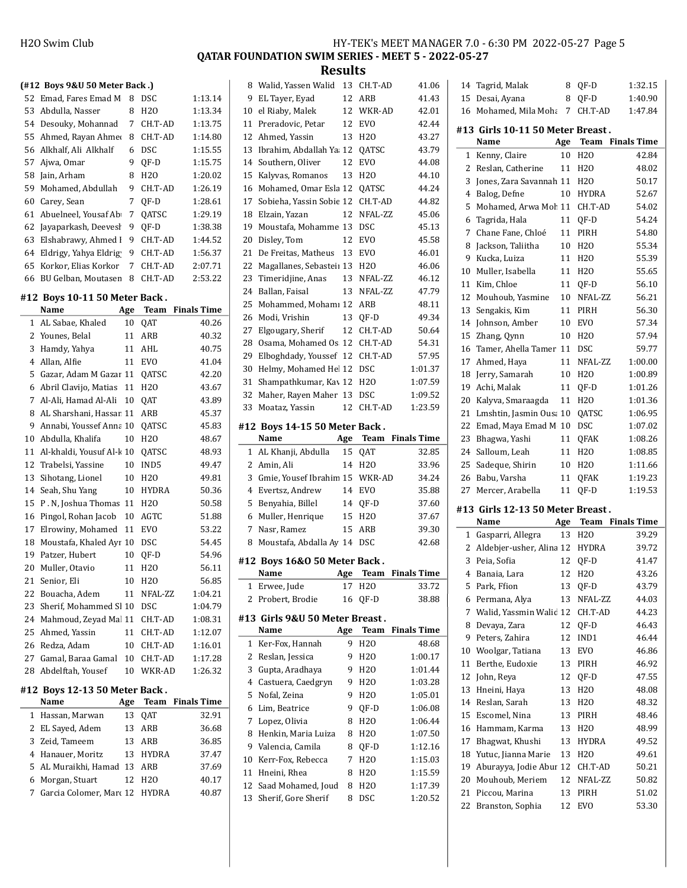## QATAR FOUNDATION SWIM SERIES - MEET 5 - 2022-05-27

## Results

### (#12 Boys 9&U 50 Meter Back .)

| | Name | Age | Team | Finals Time |
|---|---|---|---|---|
| 52 | Emad, Fares Emad M | 8 | DSC | 1:13.14 |
| 53 | Abdulla, Nasser | 8 | H2O | 1:13.34 |
| 54 | Desouky, Mohannad | 7 | CH.T-AD | 1:13.75 |
| 55 | Ahmed, Rayan Ahmed | 8 | CH.T-AD | 1:14.80 |
| 56 | Alkhalf, Ali Alkhalf | 6 | DSC | 1:15.55 |
| 57 | Ajwa, Omar | 9 | QF-D | 1:15.75 |
| 58 | Jain, Arham | 8 | H2O | 1:20.02 |
| 59 | Mohamed, Abdullah | 9 | CH.T-AD | 1:26.19 |
| 60 | Carey, Sean | 7 | QF-D | 1:28.61 |
| 61 | Abuelneel, Yousaf Abu | 7 | QATSC | 1:29.19 |
| 62 | Jayaparkash, Deevesh | 9 | QF-D | 1:38.38 |
| 63 | Elshabrawy, Ahmed I | 9 | CH.T-AD | 1:44.52 |
| 64 | Eldrigy, Yahya Eldrigy | 9 | CH.T-AD | 1:56.37 |
| 65 | Korkor, Elias Korkor | 7 | CH.T-AD | 2:07.71 |
| 66 | BU Gelban, Moutasen | 8 | CH.T-AD | 2:53.22 |

### #12 Boys 10-11 50 Meter Back .

| | Name | Age | Team | Finals Time |
|---|---|---|---|---|
| 1 | AL Sabae, Khaled | 10 | QAT | 40.26 |
| 2 | Younes, Belal | 11 | ARB | 40.32 |
| 3 | Hamdy, Yahya | 11 | AHL | 40.75 |
| 4 | Allan, Alfie | 11 | EVO | 41.04 |
| 5 | Gazar, Adam M Gazar | 11 | QATSC | 42.20 |
| 6 | Abril Clavijo, Matias | 11 | H2O | 43.67 |
| 7 | Al-Ali, Hamad Al-Ali | 10 | QAT | 43.89 |
| 8 | AL Sharshani, Hassan | 11 | ARB | 45.37 |
| 9 | Annabi, Youssef Anna | 10 | QATSC | 45.83 |
| 10 | Abdulla, Khalifa | 10 | H2O | 48.67 |
| 11 | Al-khaldi, Yousuf Al-k | 10 | QATSC | 48.93 |
| 12 | Trabelsi, Yassine | 10 | IND5 | 49.47 |
| 13 | Sihotang, Lionel | 10 | H2O | 49.81 |
| 14 | Seah, Shu Yang | 10 | HYDRA | 50.36 |
| 15 | P . N, Joshua Thomas | 11 | H2O | 50.58 |
| 16 | Pingol, Rohan Jacob | 10 | AGTC | 51.88 |
| 17 | Elrowiny, Mohamed | 11 | EVO | 53.22 |
| 18 | Moustafa, Khaled Ayr | 10 | DSC | 54.45 |
| 19 | Patzer, Hubert | 10 | QF-D | 54.96 |
| 20 | Muller, Otavio | 11 | H2O | 56.11 |
| 21 | Senior, Eli | 10 | H2O | 56.85 |
| 22 | Bouacha, Adem | 11 | NFAL-ZZ | 1:04.21 |
| 23 | Sherif, Mohammed Sl | 10 | DSC | 1:04.79 |
| 24 | Mahmoud, Zeyad Mal | 11 | CH.T-AD | 1:08.31 |
| 25 | Ahmed, Yassin | 11 | CH.T-AD | 1:12.07 |
| 26 | Redza, Adam | 10 | CH.T-AD | 1:16.01 |
| 27 | Gamal, Baraa Gamal | 10 | CH.T-AD | 1:17.28 |
| 28 | Abdelftah, Yousef | 10 | WKR-AD | 1:26.32 |

### #12 Boys 12-13 50 Meter Back .

| | Name | Age | Team | Finals Time |
|---|---|---|---|---|
| 1 | Hassan, Marwan | 13 | QAT | 32.91 |
| 2 | EL Sayed, Adem | 13 | ARB | 36.68 |
| 3 | Zeid, Tameem | 13 | ARB | 36.85 |
| 4 | Hanauer, Moritz | 13 | HYDRA | 37.47 |
| 5 | AL Muraikhi, Hamad | 13 | ARB | 37.69 |
| 6 | Morgan, Stuart | 12 | H2O | 40.17 |
| 7 | Garcia Colomer, Marc | 12 | HYDRA | 40.87 |
| 8 | Walid, Yassen Walid | 13 | CH.T-AD | 41.06 |
| 9 | EL Tayer, Eyad | 12 | ARB | 41.43 |
| 10 | el Riaby, Malek | 12 | WKR-AD | 42.01 |
| 11 | Preradovic, Petar | 12 | EVO | 42.44 |
| 12 | Ahmed, Yassin | 13 | H2O | 43.27 |
| 13 | Ibrahim, Abdallah Ya | 12 | QATSC | 43.79 |
| 14 | Southern, Oliver | 12 | EVO | 44.08 |
| 15 | Kalyvas, Romanos | 13 | H2O | 44.10 |
| 16 | Mohamed, Omar Esla | 12 | QATSC | 44.24 |
| 17 | Sobieha, Yassin Sobie | 12 | CH.T-AD | 44.82 |
| 18 | Elzain, Yazan | 12 | NFAL-ZZ | 45.06 |
| 19 | Moustafa, Mohamme | 13 | DSC | 45.13 |
| 20 | Disley, Tom | 12 | EVO | 45.58 |
| 21 | De Freitas, Matheus | 13 | EVO | 46.01 |
| 22 | Magallanes, Sebastein | 13 | H2O | 46.06 |
| 23 | Timeridjine, Anas | 13 | NFAL-ZZ | 46.12 |
| 24 | Ballan, Faisal | 13 | NFAL-ZZ | 47.79 |
| 25 | Mohammed, Mohamm | 12 | ARB | 48.11 |
| 26 | Modi, Vrishin | 13 | QF-D | 49.34 |
| 27 | Elgougary, Sherif | 12 | CH.T-AD | 50.64 |
| 28 | Osama, Mohamed Os | 12 | CH.T-AD | 54.31 |
| 29 | Elboghdady, Youssef | 12 | CH.T-AD | 57.95 |
| 30 | Helmy, Mohamed Hel | 12 | DSC | 1:01.37 |
| 31 | Shampathkumar, Kav | 12 | H2O | 1:07.59 |
| 32 | Maher, Rayen Maher | 13 | DSC | 1:09.52 |
| 33 | Moataz, Yassin | 12 | CH.T-AD | 1:23.59 |

### #12 Boys 14-15 50 Meter Back .

| | Name | Age | Team | Finals Time |
|---|---|---|---|---|
| 1 | AL Khanji, Abdulla | 15 | QAT | 32.85 |
| 2 | Amin, Ali | 14 | H2O | 33.96 |
| 3 | Gmie, Yousef Ibrahim | 15 | WKR-AD | 34.24 |
| 4 | Evertsz, Andrew | 14 | EVO | 35.88 |
| 5 | Benyahia, Billel | 14 | QF-D | 37.60 |
| 6 | Muller, Henrique | 15 | H2O | 37.67 |
| 7 | Nasr, Ramez | 15 | ARB | 39.30 |
| 8 | Moustafa, Abdalla Ay | 14 | DSC | 42.68 |

### #12 Boys 16&O 50 Meter Back .

| | Name | Age | Team | Finals Time |
|---|---|---|---|---|
| 1 | Erwee, Jude | 17 | H2O | 33.72 |
| 2 | Probert, Brodie | 16 | QF-D | 38.88 |

### #13 Girls 9&U 50 Meter Breast .

| | Name | Age | Team | Finals Time |
|---|---|---|---|---|
| 1 | Ker-Fox, Hannah | 9 | H2O | 48.68 |
| 2 | Reslan, Jessica | 9 | H2O | 1:00.17 |
| 3 | Gupta, Aradhaya | 9 | H2O | 1:01.44 |
| 4 | Castuera, Caedgryn | 9 | H2O | 1:03.28 |
| 5 | Nofal, Zeina | 9 | H2O | 1:05.01 |
| 6 | Lim, Beatrice | 9 | QF-D | 1:06.08 |
| 7 | Lopez, Olivia | 8 | H2O | 1:06.44 |
| 8 | Henkin, Maria Luiza | 8 | H2O | 1:07.50 |
| 9 | Valencia, Camila | 8 | QF-D | 1:12.16 |
| 10 | Kerr-Fox, Rebecca | 7 | H2O | 1:15.03 |
| 11 | Hneini, Rhea | 8 | H2O | 1:15.59 |
| 12 | Saad Mohamed, Joud | 8 | H2O | 1:17.39 |
| 13 | Sherif, Gore Sherif | 8 | DSC | 1:20.52 |
| 14 | Tagrid, Malak | 8 | QF-D | 1:32.15 |
| 15 | Desai, Ayana | 8 | QF-D | 1:40.90 |
| 16 | Mohamed, Mila Moha | 7 | CH.T-AD | 1:47.84 |

### #13 Girls 10-11 50 Meter Breast .

| | Name | Age | Team | Finals Time |
|---|---|---|---|---|
| 1 | Kenny, Claire | 10 | H2O | 42.84 |
| 2 | Reslan, Catherine | 11 | H2O | 48.02 |
| 3 | Jones, Zara Savannah | 11 | H2O | 50.17 |
| 4 | Balog, Defne | 10 | HYDRA | 52.67 |
| 5 | Mohamed, Arwa Moh | 11 | CH.T-AD | 54.02 |
| 6 | Tagrida, Hala | 11 | QF-D | 54.24 |
| 7 | Chane Fane, Chloé | 11 | PIRH | 54.80 |
| 8 | Jackson, Taliitha | 10 | H2O | 55.34 |
| 9 | Kucka, Luiza | 11 | H2O | 55.39 |
| 10 | Muller, Isabella | 11 | H2O | 55.65 |
| 11 | Kim, Chloe | 11 | QF-D | 56.10 |
| 12 | Mouhoub, Yasmine | 10 | NFAL-ZZ | 56.21 |
| 13 | Sengakis, Kim | 11 | PIRH | 56.30 |
| 14 | Johnson, Amber | 10 | EVO | 57.34 |
| 15 | Zhang, Qynn | 10 | H2O | 57.94 |
| 16 | Tamer, Ahella Tamer | 11 | DSC | 59.77 |
| 17 | Ahmed, Haya | 11 | NFAL-ZZ | 1:00.00 |
| 18 | Jerry, Samarah | 10 | H2O | 1:00.89 |
| 19 | Achi, Malak | 11 | QF-D | 1:01.26 |
| 20 | Kalyva, Smaraagda | 11 | H2O | 1:01.36 |
| 21 | Lmshtin, Jasmin Ousa | 10 | QATSC | 1:06.95 |
| 22 | Emad, Maya Emad M | 10 | DSC | 1:07.02 |
| 23 | Bhagwa, Yashi | 11 | QFAK | 1:08.26 |
| 24 | Salloum, Leah | 11 | H2O | 1:08.85 |
| 25 | Sadeque, Shirin | 10 | H2O | 1:11.66 |
| 26 | Babu, Varsha | 11 | QFAK | 1:19.23 |
| 27 | Mercer, Arabella | 11 | QF-D | 1:19.53 |

### #13 Girls 12-13 50 Meter Breast .

| | Name | Age | Team | Finals Time |
|---|---|---|---|---|
| 1 | Gasparri, Allegra | 13 | H2O | 39.29 |
| 2 | Aldebjer-usher, Alina | 12 | HYDRA | 39.72 |
| 3 | Peia, Sofia | 12 | QF-D | 41.47 |
| 4 | Banaia, Lara | 12 | H2O | 43.26 |
| 5 | Park, Ffion | 13 | QF-D | 43.79 |
| 6 | Permana, Alya | 13 | NFAL-ZZ | 44.03 |
| 7 | Walid, Yassmin Walid | 12 | CH.T-AD | 44.23 |
| 8 | Devaya, Zara | 12 | QF-D | 46.43 |
| 9 | Peters, Zahira | 12 | IND1 | 46.44 |
| 10 | Woolgar, Tatiana | 13 | EVO | 46.86 |
| 11 | Berthe, Eudoxie | 13 | PIRH | 46.92 |
| 12 | John, Reya | 12 | QF-D | 47.55 |
| 13 | Hneini, Haya | 13 | H2O | 48.08 |
| 14 | Reslan, Sarah | 13 | H2O | 48.32 |
| 15 | Escomel, Nina | 13 | PIRH | 48.46 |
| 16 | Hammam, Karma | 13 | H2O | 48.99 |
| 17 | Bhagwat, Khushi | 13 | HYDRA | 49.52 |
| 18 | Yutuc, Jianna Marie | 13 | H2O | 49.61 |
| 19 | Aburayya, Jodie Abur | 12 | CH.T-AD | 50.21 |
| 20 | Mouhoub, Meriem | 12 | NFAL-ZZ | 50.82 |
| 21 | Piccou, Marina | 13 | PIRH | 51.02 |
| 22 | Branston, Sophia | 12 | EVO | 53.30 |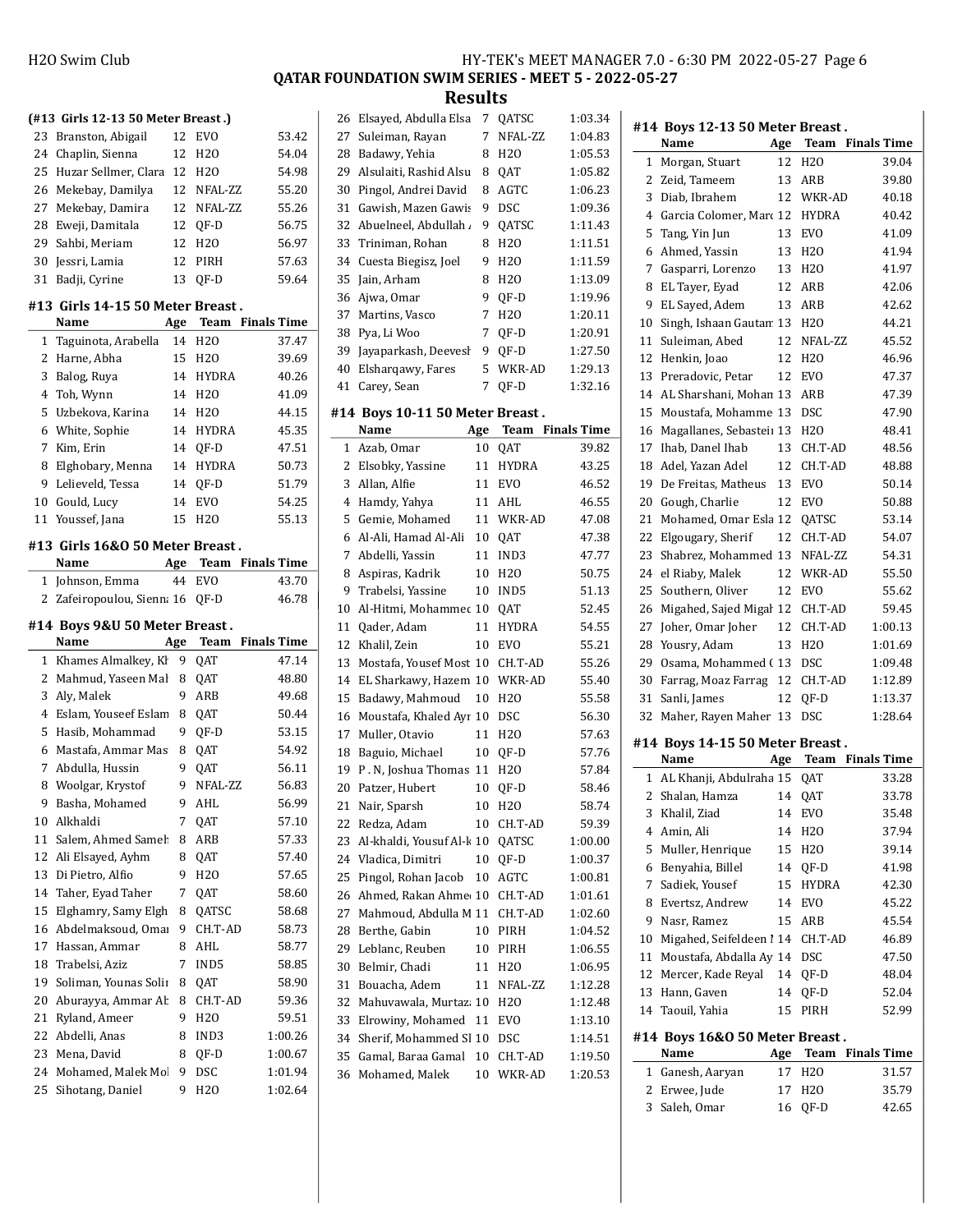## QATAR FOUNDATION SWIM SERIES - MEET 5 - 2022-05-27

## Results

### (#13 Girls 12-13 50 Meter Breast .)

| | Name | Age | Team | Finals Time |
|---|---|---|---|---|
| 23 | Branston, Abigail | 12 | EVO | 53.42 |
| 24 | Chaplin, Sienna | 12 | H2O | 54.04 |
| 25 | Huzar Sellmer, Clara | 12 | H2O | 54.98 |
| 26 | Mekebay, Damilya | 12 | NFAL-ZZ | 55.20 |
| 27 | Mekebay, Damira | 12 | NFAL-ZZ | 55.26 |
| 28 | Eweji, Damitala | 12 | QF-D | 56.75 |
| 29 | Sahbi, Meriam | 12 | H2O | 56.97 |
| 30 | Jessri, Lamia | 12 | PIRH | 57.63 |
| 31 | Badji, Cyrine | 13 | QF-D | 59.64 |

### #13 Girls 14-15 50 Meter Breast .

| | Name | Age | Team | Finals Time |
|---|---|---|---|---|
| 1 | Taguinota, Arabella | 14 | H2O | 37.47 |
| 2 | Harne, Abha | 15 | H2O | 39.69 |
| 3 | Balog, Ruya | 14 | HYDRA | 40.26 |
| 4 | Toh, Wynn | 14 | H2O | 41.09 |
| 5 | Uzbekova, Karina | 14 | H2O | 44.15 |
| 6 | White, Sophie | 14 | HYDRA | 45.35 |
| 7 | Kim, Erin | 14 | QF-D | 47.51 |
| 8 | Elghobary, Menna | 14 | HYDRA | 50.73 |
| 9 | Lelieveld, Tessa | 14 | QF-D | 51.79 |
| 10 | Gould, Lucy | 14 | EVO | 54.25 |
| 11 | Youssef, Jana | 15 | H2O | 55.13 |

### #13 Girls 16&O 50 Meter Breast .

| | Name | Age | Team | Finals Time |
|---|---|---|---|---|
| 1 | Johnson, Emma | 44 | EVO | 43.70 |
| 2 | Zafeiropoulou, Sienna | 16 | QF-D | 46.78 |

### #14 Boys 9&U 50 Meter Breast .

| | Name | Age | Team | Finals Time |
|---|---|---|---|---|
| 1 | Khames Almalkey, Kh | 9 | QAT | 47.14 |
| 2 | Mahmud, Yaseen Mah | 8 | QAT | 48.80 |
| 3 | Aly, Malek | 9 | ARB | 49.68 |
| 4 | Eslam, Youseef Eslam | 8 | QAT | 50.44 |
| 5 | Hasib, Mohammad | 9 | QF-D | 53.15 |
| 6 | Mastafa, Ammar Mas | 8 | QAT | 54.92 |
| 7 | Abdulla, Hussin | 9 | QAT | 56.11 |
| 8 | Woolgar, Krystof | 9 | NFAL-ZZ | 56.83 |
| 9 | Basha, Mohamed | 9 | AHL | 56.99 |
| 10 | Alkhaldi | 7 | QAT | 57.10 |
| 11 | Salem, Ahmed Sameh | 8 | ARB | 57.33 |
| 12 | Ali Elsayed, Ayhm | 8 | QAT | 57.40 |
| 13 | Di Pietro, Alfio | 9 | H2O | 57.65 |
| 14 | Taher, Eyad Taher | 7 | QAT | 58.60 |
| 15 | Elghamry, Samy Elgh | 8 | QATSC | 58.68 |
| 16 | Abdelmaksoud, Omar | 9 | CH.T-AD | 58.73 |
| 17 | Hassan, Ammar | 8 | AHL | 58.77 |
| 18 | Trabelsi, Aziz | 7 | IND5 | 58.85 |
| 19 | Soliman, Younas Solir | 8 | QAT | 58.90 |
| 20 | Aburayya, Ammar Ab | 8 | CH.T-AD | 59.36 |
| 21 | Ryland, Ameer | 9 | H2O | 59.51 |
| 22 | Abdelli, Anas | 8 | IND3 | 1:00.26 |
| 23 | Mena, David | 8 | QF-D | 1:00.67 |
| 24 | Mohamed, Malek Mol | 9 | DSC | 1:01.94 |
| 25 | Sihotang, Daniel | 9 | H2O | 1:02.64 |
| 26 | Elsayed, Abdulla Elsa | 7 | QATSC | 1:03.34 |
| 27 | Suleiman, Rayan | 7 | NFAL-ZZ | 1:04.83 |
| 28 | Badawy, Yehia | 8 | H2O | 1:05.53 |
| 29 | Alsulaiti, Rashid Alsu | 8 | QAT | 1:05.82 |
| 30 | Pingol, Andrei David | 8 | AGTC | 1:06.23 |
| 31 | Gawish, Mazen Gawis | 9 | DSC | 1:09.36 |
| 32 | Abuelneel, Abdullah | 9 | QATSC | 1:11.43 |
| 33 | Triniman, Rohan | 8 | H2O | 1:11.51 |
| 34 | Cuesta Biegisz, Joel | 9 | H2O | 1:11.59 |
| 35 | Jain, Arham | 8 | H2O | 1:13.09 |
| 36 | Ajwa, Omar | 9 | QF-D | 1:19.96 |
| 37 | Martins, Vasco | 7 | H2O | 1:20.11 |
| 38 | Pya, Li Woo | 7 | QF-D | 1:20.91 |
| 39 | Jayaparkash, Deevesh | 9 | QF-D | 1:27.50 |
| 40 | Elsharqawy, Fares | 5 | WKR-AD | 1:29.13 |
| 41 | Carey, Sean | 7 | QF-D | 1:32.16 |

### #14 Boys 10-11 50 Meter Breast .

| | Name | Age | Team | Finals Time |
|---|---|---|---|---|
| 1 | Azab, Omar | 10 | QAT | 39.82 |
| 2 | Elsobky, Yassine | 11 | HYDRA | 43.25 |
| 3 | Allan, Alfie | 11 | EVO | 46.52 |
| 4 | Hamdy, Yahya | 11 | AHL | 46.55 |
| 5 | Gemie, Mohamed | 11 | WKR-AD | 47.08 |
| 6 | Al-Ali, Hamad Al-Ali | 10 | QAT | 47.38 |
| 7 | Abdelli, Yassin | 11 | IND3 | 47.77 |
| 8 | Aspiras, Kadrik | 10 | H2O | 50.75 |
| 9 | Trabelsi, Yassine | 10 | IND5 | 51.13 |
| 10 | Al-Hitmi, Mohammed | 10 | QAT | 52.45 |
| 11 | Qader, Adam | 11 | HYDRA | 54.55 |
| 12 | Khalil, Zein | 10 | EVO | 55.21 |
| 13 | Mostafa, Yousef Most | 10 | CH.T-AD | 55.26 |
| 14 | EL Sharkawy, Hazem | 10 | WKR-AD | 55.40 |
| 15 | Badawy, Mahmoud | 10 | H2O | 55.58 |
| 16 | Moustafa, Khaled Ayr | 10 | DSC | 56.30 |
| 17 | Muller, Otavio | 11 | H2O | 57.63 |
| 18 | Baguio, Michael | 10 | QF-D | 57.76 |
| 19 | P . N, Joshua Thomas | 11 | H2O | 57.84 |
| 20 | Patzer, Hubert | 10 | QF-D | 58.46 |
| 21 | Nair, Sparsh | 10 | H2O | 58.74 |
| 22 | Redza, Adam | 10 | CH.T-AD | 59.39 |
| 23 | Al-khaldi, Yousuf Al-k | 10 | QATSC | 1:00.00 |
| 24 | Vladica, Dimitri | 10 | QF-D | 1:00.37 |
| 25 | Pingol, Rohan Jacob | 10 | AGTC | 1:00.81 |
| 26 | Ahmed, Rakan Ahmed | 10 | CH.T-AD | 1:01.61 |
| 27 | Mahmoud, Abdulla M | 11 | CH.T-AD | 1:02.60 |
| 28 | Berthe, Gabin | 10 | PIRH | 1:04.52 |
| 29 | Leblanc, Reuben | 10 | PIRH | 1:06.55 |
| 30 | Belmir, Chadi | 11 | H2O | 1:06.95 |
| 31 | Bouacha, Adem | 11 | NFAL-ZZ | 1:12.28 |
| 32 | Mahuvawala, Murtaza | 10 | H2O | 1:12.48 |
| 33 | Elrowiny, Mohamed | 11 | EVO | 1:13.10 |
| 34 | Sherif, Mohammed Sl | 10 | DSC | 1:14.51 |
| 35 | Gamal, Baraa Gamal | 10 | CH.T-AD | 1:19.50 |
| 36 | Mohamed, Malek | 10 | WKR-AD | 1:20.53 |

### #14 Boys 12-13 50 Meter Breast .

| | Name | Age | Team | Finals Time |
|---|---|---|---|---|
| 1 | Morgan, Stuart | 12 | H2O | 39.04 |
| 2 | Zeid, Tameem | 13 | ARB | 39.80 |
| 3 | Diab, Ibrahem | 12 | WKR-AD | 40.18 |
| 4 | Garcia Colomer, Marc | 12 | HYDRA | 40.42 |
| 5 | Tang, Yin Jun | 13 | EVO | 41.09 |
| 6 | Ahmed, Yassin | 13 | H2O | 41.94 |
| 7 | Gasparri, Lorenzo | 13 | H2O | 41.97 |
| 8 | EL Tayer, Eyad | 12 | ARB | 42.06 |
| 9 | EL Sayed, Adem | 13 | ARB | 42.62 |
| 10 | Singh, Ishaan Gautam | 13 | H2O | 44.21 |
| 11 | Suleiman, Abed | 12 | NFAL-ZZ | 45.52 |
| 12 | Henkin, Joao | 12 | H2O | 46.96 |
| 13 | Preradovic, Petar | 12 | EVO | 47.37 |
| 14 | AL Sharshani, Mohan | 13 | ARB | 47.39 |
| 15 | Moustafa, Mohamme | 13 | DSC | 47.90 |
| 16 | Magallanes, Sebastein | 13 | H2O | 48.41 |
| 17 | Ihab, Danel Ihab | 13 | CH.T-AD | 48.56 |
| 18 | Adel, Yazan Adel | 12 | CH.T-AD | 48.88 |
| 19 | De Freitas, Matheus | 13 | EVO | 50.14 |
| 20 | Gough, Charlie | 12 | EVO | 50.88 |
| 21 | Mohamed, Omar Esla | 12 | QATSC | 53.14 |
| 22 | Elgougary, Sherif | 12 | CH.T-AD | 54.07 |
| 23 | Shabrez, Mohammed | 13 | NFAL-ZZ | 54.31 |
| 24 | el Riaby, Malek | 12 | WKR-AD | 55.50 |
| 25 | Southern, Oliver | 12 | EVO | 55.62 |
| 26 | Migahed, Sajed Migah | 12 | CH.T-AD | 59.45 |
| 27 | Joher, Omar Joher | 12 | CH.T-AD | 1:00.13 |
| 28 | Yousry, Adam | 13 | H2O | 1:01.69 |
| 29 | Osama, Mohammed ( | 13 | DSC | 1:09.48 |
| 30 | Farrag, Moaz Farrag | 12 | CH.T-AD | 1:12.89 |
| 31 | Sanli, James | 12 | QF-D | 1:13.37 |
| 32 | Maher, Rayen Maher | 13 | DSC | 1:28.64 |

### #14 Boys 14-15 50 Meter Breast .

| | Name | Age | Team | Finals Time |
|---|---|---|---|---|
| 1 | AL Khanji, Abdulraha | 15 | QAT | 33.28 |
| 2 | Shalan, Hamza | 14 | QAT | 33.78 |
| 3 | Khalil, Ziad | 14 | EVO | 35.48 |
| 4 | Amin, Ali | 14 | H2O | 37.94 |
| 5 | Muller, Henrique | 15 | H2O | 39.14 |
| 6 | Benyahia, Billel | 14 | QF-D | 41.98 |
| 7 | Sadiek, Yousef | 15 | HYDRA | 42.30 |
| 8 | Evertsz, Andrew | 14 | EVO | 45.22 |
| 9 | Nasr, Ramez | 15 | ARB | 45.54 |
| 10 | Migahed, Seifeldeen I | 14 | CH.T-AD | 46.89 |
| 11 | Moustafa, Abdalla Ay | 14 | DSC | 47.50 |
| 12 | Mercer, Kade Reyal | 14 | QF-D | 48.04 |
| 13 | Hann, Gaven | 14 | QF-D | 52.04 |
| 14 | Taouil, Yahia | 15 | PIRH | 52.99 |

### #14 Boys 16&O 50 Meter Breast .

| | Name | Age | Team | Finals Time |
|---|---|---|---|---|
| 1 | Ganesh, Aaryan | 17 | H2O | 31.57 |
| 2 | Erwee, Jude | 17 | H2O | 35.79 |
| 3 | Saleh, Omar | 16 | QF-D | 42.65 |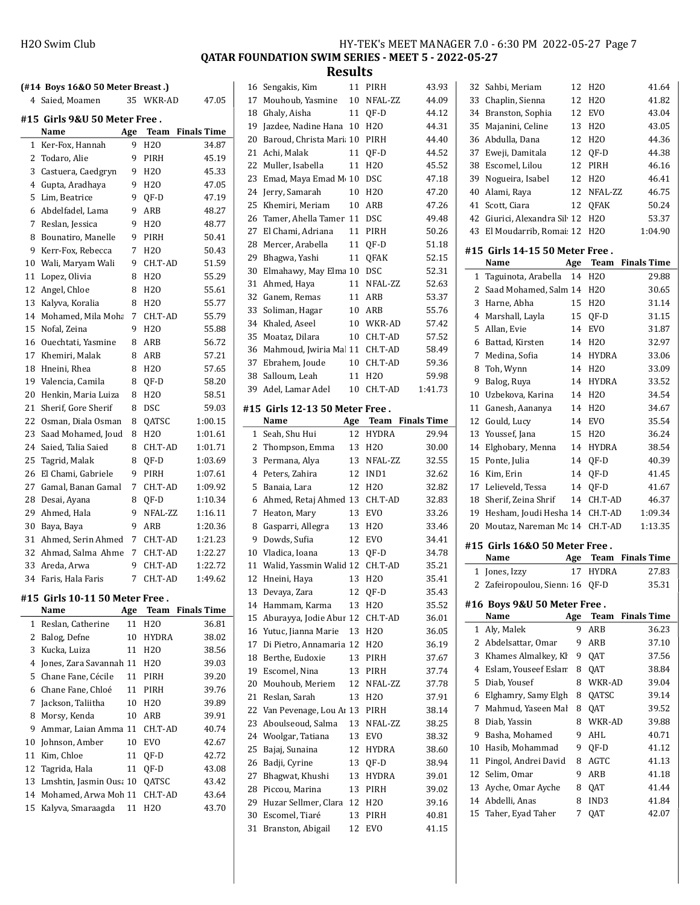## Results

**(#14 Boys 16&O 50 Meter Breast .)**

| | Name | Age | Team | Finals Time |
|---|---|---|---|---|
| 4 | Saied, Moamen | 35 | WKR-AD | 47.05 |

### #15 Girls 9&U 50 Meter Free .

| | Name | Age | Team | Finals Time |
|---|---|---|---|---|
| 1 | Ker-Fox, Hannah | 9 | H2O | 34.87 |
| 2 | Todaro, Alie | 9 | PIRH | 45.19 |
| 3 | Castuera, Caedgryn | 9 | H2O | 45.33 |
| 4 | Gupta, Aradhaya | 9 | H2O | 47.05 |
| 5 | Lim, Beatrice | 9 | QF-D | 47.19 |
| 6 | Abdelfadel, Lama | 9 | ARB | 48.27 |
| 7 | Reslan, Jessica | 9 | H2O | 48.77 |
| 8 | Bounatiro, Manelle | 9 | PIRH | 50.41 |
| 9 | Kerr-Fox, Rebecca | 7 | H2O | 50.43 |
| 10 | Wali, Maryam Wali | 9 | CH.T-AD | 51.59 |
| 11 | Lopez, Olivia | 8 | H2O | 55.29 |
| 12 | Angel, Chloe | 8 | H2O | 55.61 |
| 13 | Kalyva, Koralia | 8 | H2O | 55.77 |
| 14 | Mohamed, Mila Moha | 7 | CH.T-AD | 55.79 |
| 15 | Nofal, Zeina | 9 | H2O | 55.88 |
| 16 | Ouechtati, Yasmine | 8 | ARB | 56.72 |
| 17 | Khemiri, Malak | 8 | ARB | 57.21 |
| 18 | Hneini, Rhea | 8 | H2O | 57.65 |
| 19 | Valencia, Camila | 8 | QF-D | 58.20 |
| 20 | Henkin, Maria Luiza | 8 | H2O | 58.51 |
| 21 | Sherif, Gore Sherif | 8 | DSC | 59.03 |
| 22 | Osman, Diala Osman | 8 | QATSC | 1:00.15 |
| 23 | Saad Mohamed, Joud | 8 | H2O | 1:01.61 |
| 24 | Saied, Talia Saied | 8 | CH.T-AD | 1:01.71 |
| 25 | Tagrid, Malak | 8 | QF-D | 1:03.69 |
| 26 | El Chami, Gabriele | 9 | PIRH | 1:07.61 |
| 27 | Gamal, Banan Gamal | 7 | CH.T-AD | 1:09.92 |
| 28 | Desai, Ayana | 8 | QF-D | 1:10.34 |
| 29 | Ahmed, Hala | 9 | NFAL-ZZ | 1:16.11 |
| 30 | Baya, Baya | 9 | ARB | 1:20.36 |
| 31 | Ahmed, Serin Ahmed | 7 | CH.T-AD | 1:21.23 |
| 32 | Ahmad, Salma Ahme | 7 | CH.T-AD | 1:22.27 |
| 33 | Areda, Arwa | 9 | CH.T-AD | 1:22.72 |
| 34 | Faris, Hala Faris | 7 | CH.T-AD | 1:49.62 |

### #15 Girls 10-11 50 Meter Free .

| | Name | Age | Team | Finals Time |
|---|---|---|---|---|
| 1 | Reslan, Catherine | 11 | H2O | 36.81 |
| 2 | Balog, Defne | 10 | HYDRA | 38.02 |
| 3 | Kucka, Luiza | 11 | H2O | 38.56 |
| 4 | Jones, Zara Savannah | 11 | H2O | 39.03 |
| 5 | Chane Fane, Cécile | 11 | PIRH | 39.20 |
| 6 | Chane Fane, Chloé | 11 | PIRH | 39.76 |
| 7 | Jackson, Taliitha | 10 | H2O | 39.89 |
| 8 | Morsy, Kenda | 10 | ARB | 39.91 |
| 9 | Ammar, Laian Amma | 11 | CH.T-AD | 40.74 |
| 10 | Johnson, Amber | 10 | EVO | 42.67 |
| 11 | Kim, Chloe | 11 | QF-D | 42.72 |
| 12 | Tagrida, Hala | 11 | QF-D | 43.08 |
| 13 | Lmshtin, Jasmin Ousa | 10 | QATSC | 43.42 |
| 14 | Mohamed, Arwa Moh | 11 | CH.T-AD | 43.64 |
| 15 | Kalyva, Smaraagda | 11 | H2O | 43.70 |
| 16 | Sengakis, Kim | 11 | PIRH | 43.93 |
| 17 | Mouhoub, Yasmine | 10 | NFAL-ZZ | 44.09 |
| 18 | Ghaly, Aisha | 11 | QF-D | 44.12 |
| 19 | Jazdee, Nadine Hana | 10 | H2O | 44.31 |
| 20 | Baroud, Christa Mari | 10 | PIRH | 44.40 |
| 21 | Achi, Malak | 11 | QF-D | 44.52 |
| 22 | Muller, Isabella | 11 | H2O | 45.52 |
| 23 | Emad, Maya Emad M | 10 | DSC | 47.18 |
| 24 | Jerry, Samarah | 10 | H2O | 47.20 |
| 25 | Khemiri, Meriam | 10 | ARB | 47.26 |
| 26 | Tamer, Ahella Tamer | 11 | DSC | 49.48 |
| 27 | El Chami, Adriana | 11 | PIRH | 50.26 |
| 28 | Mercer, Arabella | 11 | QF-D | 51.18 |
| 29 | Bhagwa, Yashi | 11 | QFAK | 52.15 |
| 30 | Elmahawy, May Elma | 10 | DSC | 52.31 |
| 31 | Ahmed, Haya | 11 | NFAL-ZZ | 52.63 |
| 32 | Ganem, Remas | 11 | ARB | 53.37 |
| 33 | Soliman, Hagar | 10 | ARB | 55.76 |
| 34 | Khaled, Aseel | 10 | WKR-AD | 57.42 |
| 35 | Moataz, Dilara | 10 | CH.T-AD | 57.52 |
| 36 | Mahmoud, Jwiria Mal | 11 | CH.T-AD | 58.49 |
| 37 | Ebrahem, Joude | 10 | CH.T-AD | 59.36 |
| 38 | Salloum, Leah | 11 | H2O | 59.98 |
| 39 | Adel, Lamar Adel | 10 | CH.T-AD | 1:41.73 |

### #15 Girls 12-13 50 Meter Free .

| | Name | Age | Team | Finals Time |
|---|---|---|---|---|
| 1 | Seah, Shu Hui | 12 | HYDRA | 29.94 |
| 2 | Thompson, Emma | 13 | H2O | 30.00 |
| 3 | Permana, Alya | 13 | NFAL-ZZ | 32.55 |
| 4 | Peters, Zahira | 12 | IND1 | 32.62 |
| 5 | Banaia, Lara | 12 | H2O | 32.82 |
| 6 | Ahmed, Retaj Ahmed | 13 | CH.T-AD | 32.83 |
| 7 | Heaton, Mary | 13 | EVO | 33.26 |
| 8 | Gasparri, Allegra | 13 | H2O | 33.46 |
| 9 | Dowds, Sufia | 12 | EVO | 34.41 |
| 10 | Vladica, Ioana | 13 | QF-D | 34.78 |
| 11 | Walid, Yassmin Walid | 12 | CH.T-AD | 35.21 |
| 12 | Hneini, Haya | 13 | H2O | 35.41 |
| 13 | Devaya, Zara | 12 | QF-D | 35.43 |
| 14 | Hammam, Karma | 13 | H2O | 35.52 |
| 15 | Aburayya, Jodie Abur | 12 | CH.T-AD | 36.01 |
| 16 | Yutuc, Jianna Marie | 13 | H2O | 36.05 |
| 17 | Di Pietro, Annamaria | 12 | H2O | 36.19 |
| 18 | Berthe, Eudoxie | 13 | PIRH | 37.67 |
| 19 | Escomel, Nina | 13 | PIRH | 37.74 |
| 20 | Mouhoub, Meriem | 12 | NFAL-ZZ | 37.78 |
| 21 | Reslan, Sarah | 13 | H2O | 37.91 |
| 22 | Van Pevenage, Lou Ar | 13 | PIRH | 38.14 |
| 23 | Aboulseoud, Salma | 13 | NFAL-ZZ | 38.25 |
| 24 | Woolgar, Tatiana | 13 | EVO | 38.32 |
| 25 | Bajaj, Sunaina | 12 | HYDRA | 38.60 |
| 26 | Badji, Cyrine | 13 | QF-D | 38.94 |
| 27 | Bhagwat, Khushi | 13 | HYDRA | 39.01 |
| 28 | Piccou, Marina | 13 | PIRH | 39.02 |
| 29 | Huzar Sellmer, Clara | 12 | H2O | 39.16 |
| 30 | Escomel, Tiaré | 13 | PIRH | 40.81 |
| 31 | Branston, Abigail | 12 | EVO | 41.15 |
| 32 | Sahbi, Meriam | 12 | H2O | 41.64 |
| 33 | Chaplin, Sienna | 12 | H2O | 41.82 |
| 34 | Branston, Sophia | 12 | EVO | 43.04 |
| 35 | Majanini, Celine | 13 | H2O | 43.05 |
| 36 | Abdulla, Dana | 12 | H2O | 44.36 |
| 37 | Eweji, Damitala | 12 | QF-D | 44.38 |
| 38 | Escomel, Lilou | 12 | PIRH | 46.16 |
| 39 | Nogueira, Isabel | 12 | H2O | 46.41 |
| 40 | Alami, Raya | 12 | NFAL-ZZ | 46.75 |
| 41 | Scott, Ciara | 12 | QFAK | 50.24 |
| 42 | Giurici, Alexandra Sil | 12 | H2O | 53.37 |
| 43 | El Moudarrib, Romai | 12 | H2O | 1:04.90 |

### #15 Girls 14-15 50 Meter Free .

| | Name | Age | Team | Finals Time |
|---|---|---|---|---|
| 1 | Taguinota, Arabella | 14 | H2O | 29.88 |
| 2 | Saad Mohamed, Salm | 14 | H2O | 30.65 |
| 3 | Harne, Abha | 15 | H2O | 31.14 |
| 4 | Marshall, Layla | 15 | QF-D | 31.15 |
| 5 | Allan, Evie | 14 | EVO | 31.87 |
| 6 | Battad, Kirsten | 14 | H2O | 32.97 |
| 7 | Medina, Sofia | 14 | HYDRA | 33.06 |
| 8 | Toh, Wynn | 14 | H2O | 33.09 |
| 9 | Balog, Ruya | 14 | HYDRA | 33.52 |
| 10 | Uzbekova, Karina | 14 | H2O | 34.54 |
| 11 | Ganesh, Aananya | 14 | H2O | 34.67 |
| 12 | Gould, Lucy | 14 | EVO | 35.54 |
| 13 | Youssef, Jana | 15 | H2O | 36.24 |
| 14 | Elghobary, Menna | 14 | HYDRA | 38.54 |
| 15 | Ponte, Julia | 14 | QF-D | 40.39 |
| 16 | Kim, Erin | 14 | QF-D | 41.45 |
| 17 | Lelieveld, Tessa | 14 | QF-D | 41.67 |
| 18 | Sherif, Zeina Shrif | 14 | CH.T-AD | 46.37 |
| 19 | Hesham, Joudi Hesha | 14 | CH.T-AD | 1:09.34 |
| 20 | Moutaz, Nareman Mc | 14 | CH.T-AD | 1:13.35 |

### #15 Girls 16&O 50 Meter Free .

| | Name | Age | Team | Finals Time |
|---|---|---|---|---|
| 1 | Jones, Izzy | 17 | HYDRA | 27.83 |
| 2 | Zafeiropoulou, Sienn | 16 | QF-D | 35.31 |

### #16 Boys 9&U 50 Meter Free .

| | Name | Age | Team | Finals Time |
|---|---|---|---|---|
| 1 | Aly, Malek | 9 | ARB | 36.23 |
| 2 | Abdelsattar, Omar | 9 | ARB | 37.10 |
| 3 | Khames Almalkey, Kh | 9 | QAT | 37.56 |
| 4 | Eslam, Youseef Eslam | 8 | QAT | 38.84 |
| 5 | Diab, Yousef | 8 | WKR-AD | 39.04 |
| 6 | Elghamry, Samy Elgh | 8 | QATSC | 39.14 |
| 7 | Mahmud, Yaseen Mah | 8 | QAT | 39.52 |
| 8 | Diab, Yassin | 8 | WKR-AD | 39.88 |
| 9 | Basha, Mohamed | 9 | AHL | 40.71 |
| 10 | Hasib, Mohammad | 9 | QF-D | 41.12 |
| 11 | Pingol, Andrei David | 8 | AGTC | 41.13 |
| 12 | Selim, Omar | 9 | ARB | 41.18 |
| 13 | Ayche, Omar Ayche | 8 | QAT | 41.44 |
| 14 | Abdelli, Anas | 8 | IND3 | 41.84 |
| 15 | Taher, Eyad Taher | 7 | QAT | 42.07 |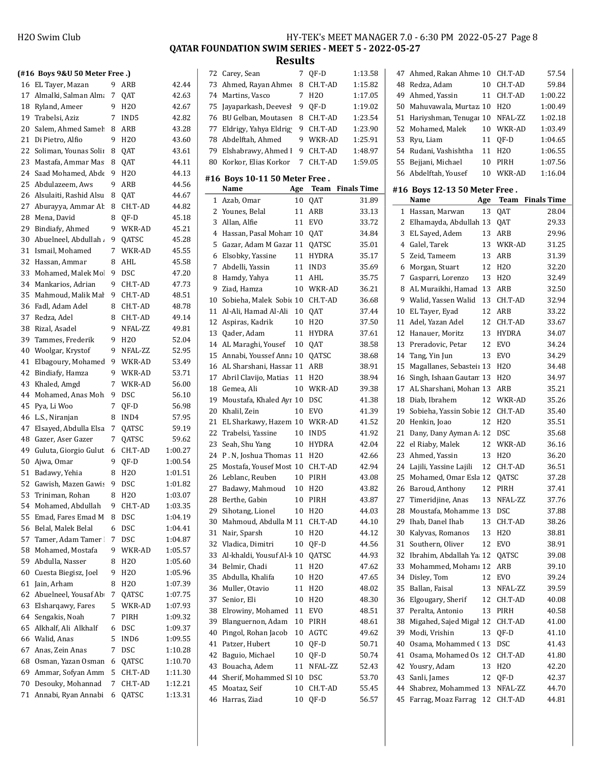# QATAR FOUNDATION SWIM SERIES - MEET 5 - 2022-05-27

## Results

### (#16 Boys 9&U 50 Meter Free .)

| Place | Name | Age | Team | Finals Time |
|---|---|---|---|---|
| 16 | EL Tayer, Mazan | 9 | ARB | 42.44 |
| 17 | Almalki, Salman Alma | 7 | QAT | 42.63 |
| 18 | Ryland, Ameer | 9 | H2O | 42.67 |
| 19 | Trabelsi, Aziz | 7 | IND5 | 42.82 |
| 20 | Salem, Ahmed Sameh | 8 | ARB | 43.28 |
| 21 | Di Pietro, Alfio | 9 | H2O | 43.60 |
| 22 | Soliman, Younas Solir | 8 | QAT | 43.61 |
| 23 | Mastafa, Ammar Mas | 8 | QAT | 44.11 |
| 24 | Saad Mohamed, Abde | 9 | H2O | 44.13 |
| 25 | Abdulazeem, Aws | 9 | ARB | 44.56 |
| 26 | Alsulaiti, Rashid Alsu | 8 | QAT | 44.67 |
| 27 | Aburayya, Ammar Ab | 8 | CH.T-AD | 44.82 |
| 28 | Mena, David | 8 | QF-D | 45.18 |
| 29 | Bindiafy, Ahmed | 9 | WKR-AD | 45.21 |
| 30 | Abuelneel, Abdullah | 9 | QATSC | 45.28 |
| 31 | Ismail, Mohamed | 7 | WKR-AD | 45.55 |
| 32 | Hassan, Ammar | 8 | AHL | 45.58 |
| 33 | Mohamed, Malek Mol | 9 | DSC | 47.20 |
| 34 | Mankarios, Adrian | 9 | CH.T-AD | 47.73 |
| 35 | Mahmoud, Malik Mal | 9 | CH.T-AD | 48.51 |
| 36 | Fadl, Adam Adel | 8 | CH.T-AD | 48.78 |
| 37 | Redza, Adel | 8 | CH.T-AD | 49.14 |
| 38 | Rizal, Asadel | 9 | NFAL-ZZ | 49.81 |
| 39 | Tammes, Frederik | 9 | H2O | 52.04 |
| 40 | Woolgar, Krystof | 9 | NFAL-ZZ | 52.95 |
| 41 | Elbagoury, Mohamed | 9 | WKR-AD | 53.49 |
| 42 | Bindiafy, Hamza | 9 | WKR-AD | 53.71 |
| 43 | Khaled, Amgd | 7 | WKR-AD | 56.00 |
| 44 | Mohamed, Anas Moh | 9 | DSC | 56.10 |
| 45 | Pya, Li Woo | 7 | QF-D | 56.98 |
| 46 | L.S., Niranjan | 8 | IND4 | 57.95 |
| 47 | Elsayed, Abdulla Elsa | 7 | QATSC | 59.19 |
| 48 | Gazer, Aser Gazer | 7 | QATSC | 59.62 |
| 49 | Guluta, Giorgio Gulut | 6 | CH.T-AD | 1:00.27 |
| 50 | Ajwa, Omar | 9 | QF-D | 1:00.54 |
| 51 | Badawy, Yehia | 8 | H2O | 1:01.51 |
| 52 | Gawish, Mazen Gawis | 9 | DSC | 1:01.82 |
| 53 | Triniman, Rohan | 8 | H2O | 1:03.07 |
| 54 | Mohamed, Abdullah | 9 | CH.T-AD | 1:03.35 |
| 55 | Emad, Fares Emad M | 8 | DSC | 1:04.19 |
| 56 | Belal, Malek Belal | 6 | DSC | 1:04.41 |
| 57 | Tamer, Adam Tamer | 7 | DSC | 1:04.87 |
| 58 | Mohamed, Mostafa | 9 | WKR-AD | 1:05.57 |
| 59 | Abdulla, Nasser | 8 | H2O | 1:05.60 |
| 60 | Cuesta Biegisz, Joel | 9 | H2O | 1:05.96 |
| 61 | Jain, Arham | 8 | H2O | 1:07.39 |
| 62 | Abuelneel, Yousaf Abu | 7 | QATSC | 1:07.75 |
| 63 | Elsharqawy, Fares | 5 | WKR-AD | 1:07.93 |
| 64 | Sengakis, Noah | 7 | PIRH | 1:09.32 |
| 65 | Alkhalf, Ali Alkhalf | 6 | DSC | 1:09.37 |
| 66 | Walid, Anas | 5 | IND6 | 1:09.55 |
| 67 | Anas, Zein Anas | 7 | DSC | 1:10.28 |
| 68 | Osman, Yazan Osman | 6 | QATSC | 1:10.70 |
| 69 | Ammar, Sofyan Amm | 5 | CH.T-AD | 1:11.30 |
| 70 | Desouky, Mohannad | 7 | CH.T-AD | 1:12.21 |
| 71 | Annabi, Ryan Annabi | 6 | QATSC | 1:13.31 |
| 72 | Carey, Sean | 7 | QF-D | 1:13.58 |
| 73 | Ahmed, Rayan Ahmed | 8 | CH.T-AD | 1:15.82 |
| 74 | Martins, Vasco | 7 | H2O | 1:17.05 |
| 75 | Jayaparkash, Deevesh | 9 | QF-D | 1:19.02 |
| 76 | BU Gelban, Moutasen | 8 | CH.T-AD | 1:23.54 |
| 77 | Eldrigy, Yahya Eldrig | 9 | CH.T-AD | 1:23.90 |
| 78 | Abdelftah, Ahmed | 9 | WKR-AD | 1:25.91 |
| 79 | Elshabrawy, Ahmed I | 9 | CH.T-AD | 1:48.97 |
| 80 | Korkor, Elias Korkor | 7 | CH.T-AD | 1:59.05 |

### #16 Boys 10-11 50 Meter Free .

| Place | Name | Age | Team | Finals Time |
|---|---|---|---|---|
| 1 | Azab, Omar | 10 | QAT | 31.89 |
| 2 | Younes, Belal | 11 | ARB | 33.13 |
| 3 | Allan, Alfie | 11 | EVO | 33.72 |
| 4 | Hassan, Pasal Mohan | 10 | QAT | 34.84 |
| 5 | Gazar, Adam M Gazar | 11 | QATSC | 35.01 |
| 6 | Elsobky, Yassine | 11 | HYDRA | 35.17 |
| 7 | Abdelli, Yassin | 11 | IND3 | 35.69 |
| 8 | Hamdy, Yahya | 11 | AHL | 35.75 |
| 9 | Ziad, Hamza | 10 | WKR-AD | 36.21 |
| 10 | Sobieha, Malek Sobie | 10 | CH.T-AD | 36.68 |
| 11 | Al-Ali, Hamad Al-Ali | 10 | QAT | 37.44 |
| 12 | Aspiras, Kadrik | 10 | H2O | 37.50 |
| 13 | Qader, Adam | 11 | HYDRA | 37.61 |
| 14 | AL Maraghi, Yousef | 10 | QAT | 38.58 |
| 15 | Annabi, Youssef Anna | 10 | QATSC | 38.68 |
| 16 | AL Sharshani, Hassan | 11 | ARB | 38.91 |
| 17 | Abril Clavijo, Matias | 11 | H2O | 38.94 |
| 18 | Gemea, Ali | 10 | WKR-AD | 39.38 |
| 19 | Moustafa, Khaled Ayr | 10 | DSC | 41.38 |
| 20 | Khalil, Zein | 10 | EVO | 41.39 |
| 21 | EL Sharkawy, Hazem | 10 | WKR-AD | 41.52 |
| 22 | Trabelsi, Yassine | 10 | IND5 | 41.92 |
| 23 | Seah, Shu Yang | 10 | HYDRA | 42.04 |
| 24 | P . N, Joshua Thomas | 11 | H2O | 42.66 |
| 25 | Mostafa, Yousef Most | 10 | CH.T-AD | 42.94 |
| 26 | Leblanc, Reuben | 10 | PIRH | 43.08 |
| 27 | Badawy, Mahmoud | 10 | H2O | 43.82 |
| 28 | Berthe, Gabin | 10 | PIRH | 43.87 |
| 29 | Sihotang, Lionel | 10 | H2O | 44.03 |
| 30 | Mahmoud, Abdulla M | 11 | CH.T-AD | 44.10 |
| 31 | Nair, Sparsh | 10 | H2O | 44.12 |
| 32 | Vladica, Dimitri | 10 | QF-D | 44.56 |
| 33 | Al-khaldi, Yousuf Al-k | 10 | QATSC | 44.93 |
| 34 | Belmir, Chadi | 11 | H2O | 47.62 |
| 35 | Abdulla, Khalifa | 10 | H2O | 47.65 |
| 36 | Muller, Otavio | 11 | H2O | 48.02 |
| 37 | Senior, Eli | 10 | H2O | 48.30 |
| 38 | Elrowiny, Mohamed | 11 | EVO | 48.51 |
| 39 | Blanguernon, Adam | 10 | PIRH | 48.61 |
| 40 | Pingol, Rohan Jacob | 10 | AGTC | 49.62 |
| 41 | Patzer, Hubert | 10 | QF-D | 50.71 |
| 42 | Baguio, Michael | 10 | QF-D | 50.74 |
| 43 | Bouacha, Adem | 11 | NFAL-ZZ | 52.43 |
| 44 | Sherif, Mohammed Sl | 10 | DSC | 53.70 |
| 45 | Moataz, Seif | 10 | CH.T-AD | 55.45 |
| 46 | Harras, Ziad | 10 | QF-D | 56.57 |
| 47 | Ahmed, Rakan Ahmed | 10 | CH.T-AD | 57.54 |
| 48 | Redza, Adam | 10 | CH.T-AD | 59.84 |
| 49 | Ahmed, Yassin | 11 | CH.T-AD | 1:00.22 |
| 50 | Mahuvawala, Murtaz | 10 | H2O | 1:00.49 |
| 51 | Hariyshman, Tenugar | 10 | NFAL-ZZ | 1:02.18 |
| 52 | Mohamed, Malek | 10 | WKR-AD | 1:03.49 |
| 53 | Ryu, Liam | 11 | QF-D | 1:04.65 |
| 54 | Rudani, Vashishtha | 11 | H2O | 1:06.55 |
| 55 | Bejjani, Michael | 10 | PIRH | 1:07.56 |
| 56 | Abdelftah, Yousef | 10 | WKR-AD | 1:16.04 |

### #16 Boys 12-13 50 Meter Free .

| Place | Name | Age | Team | Finals Time |
|---|---|---|---|---|
| 1 | Hassan, Marwan | 13 | QAT | 28.04 |
| 2 | Elhamayda, Abdullah | 13 | QAT | 29.33 |
| 3 | EL Sayed, Adem | 13 | ARB | 29.96 |
| 4 | Galel, Tarek | 13 | WKR-AD | 31.25 |
| 5 | Zeid, Tameem | 13 | ARB | 31.39 |
| 6 | Morgan, Stuart | 12 | H2O | 32.20 |
| 7 | Gasparri, Lorenzo | 13 | H2O | 32.49 |
| 8 | AL Muraikhi, Hamad | 13 | ARB | 32.50 |
| 9 | Walid, Yassen Walid | 13 | CH.T-AD | 32.94 |
| 10 | EL Tayer, Eyad | 12 | ARB | 33.22 |
| 11 | Adel, Yazan Adel | 12 | CH.T-AD | 33.67 |
| 12 | Hanauer, Moritz | 13 | HYDRA | 34.07 |
| 13 | Preradovic, Petar | 12 | EVO | 34.24 |
| 14 | Tang, Yin Jun | 13 | EVO | 34.29 |
| 15 | Magallanes, Sebastei | 13 | H2O | 34.48 |
| 16 | Singh, Ishaan Gautam | 13 | H2O | 34.97 |
| 17 | AL Sharshani, Mohan | 13 | ARB | 35.21 |
| 18 | Diab, Ibrahem | 12 | WKR-AD | 35.26 |
| 19 | Sobieha, Yassin Sobie | 12 | CH.T-AD | 35.40 |
| 20 | Henkin, Joao | 12 | H2O | 35.51 |
| 21 | Dany, Dany Ayman A | 12 | DSC | 35.68 |
| 22 | el Riaby, Malek | 12 | WKR-AD | 36.16 |
| 23 | Ahmed, Yassin | 13 | H2O | 36.20 |
| 24 | Lajili, Yassine Lajili | 12 | CH.T-AD | 36.51 |
| 25 | Mohamed, Omar Esla | 12 | QATSC | 37.28 |
| 26 | Baroud, Anthony | 12 | PIRH | 37.41 |
| 27 | Timeridjine, Anas | 13 | NFAL-ZZ | 37.76 |
| 28 | Moustafa, Mohamme | 13 | DSC | 37.88 |
| 29 | Ihab, Danel Ihab | 13 | CH.T-AD | 38.26 |
| 30 | Kalyvas, Romanos | 13 | H2O | 38.81 |
| 31 | Southern, Oliver | 12 | EVO | 38.91 |
| 32 | Ibrahim, Abdallah Ya | 12 | QATSC | 39.08 |
| 33 | Mohammed, Mohamı | 12 | ARB | 39.10 |
| 34 | Disley, Tom | 12 | EVO | 39.24 |
| 35 | Ballan, Faisal | 13 | NFAL-ZZ | 39.59 |
| 36 | Elgougary, Sherif | 12 | CH.T-AD | 40.08 |
| 37 | Peralta, Antonio | 13 | PIRH | 40.58 |
| 38 | Migahed, Sajed Migal | 12 | CH.T-AD | 41.00 |
| 39 | Modi, Vrishin | 13 | QF-D | 41.10 |
| 40 | Osama, Mohammed ( | 13 | DSC | 41.43 |
| 41 | Osama, Mohamed Os | 12 | CH.T-AD | 41.80 |
| 42 | Yousry, Adam | 13 | H2O | 42.20 |
| 43 | Sanli, James | 12 | QF-D | 42.37 |
| 44 | Shabrez, Mohammed | 13 | NFAL-ZZ | 44.70 |
| 45 | Farrag, Moaz Farrag | 12 | CH.T-AD | 44.81 |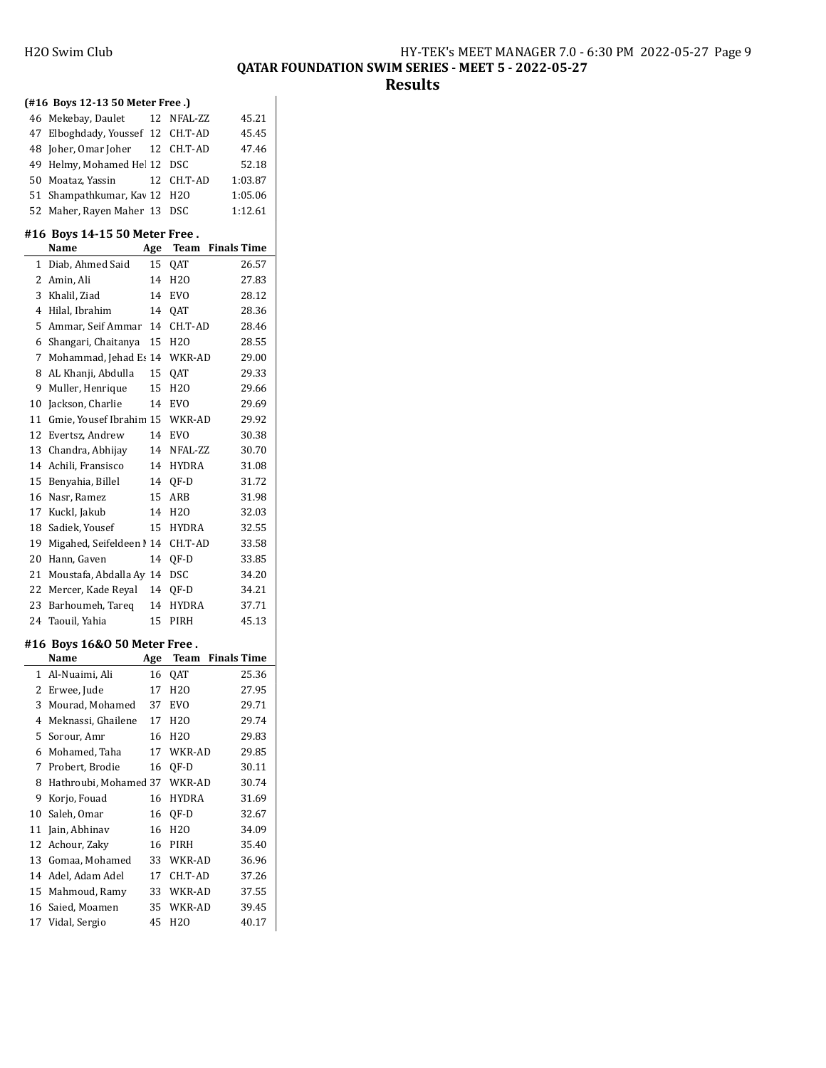**(#16 Boys 12-13 50 Meter Free .)**

| | | | | |
|---|---|---|---|---|
| 46 | Mekebay, Daulet | 12 | NFAL-ZZ | 45.21 |
| 47 | Elboghdady, Youssef | 12 | CH.T-AD | 45.45 |
| 48 | Joher, Omar Joher | 12 | CH.T-AD | 47.46 |
| 49 | Helmy, Mohamed Hel | 12 | DSC | 52.18 |
| 50 | Moataz, Yassin | 12 | CH.T-AD | 1:03.87 |
| 51 | Shampathkumar, Kav | 12 | H2O | 1:05.06 |
| 52 | Maher, Rayen Maher | 13 | DSC | 1:12.61 |

**#16 Boys 14-15 50 Meter Free .**

| | Name | Age | Team | Finals Time |
|---|---|---|---|---|
| 1 | Diab, Ahmed Said | 15 | QAT | 26.57 |
| 2 | Amin, Ali | 14 | H2O | 27.83 |
| 3 | Khalil, Ziad | 14 | EVO | 28.12 |
| 4 | Hilal, Ibrahim | 14 | QAT | 28.36 |
| 5 | Ammar, Seif Ammar | 14 | CH.T-AD | 28.46 |
| 6 | Shangari, Chaitanya | 15 | H2O | 28.55 |
| 7 | Mohammad, Jehad Es | 14 | WKR-AD | 29.00 |
| 8 | AL Khanji, Abdulla | 15 | QAT | 29.33 |
| 9 | Muller, Henrique | 15 | H2O | 29.66 |
| 10 | Jackson, Charlie | 14 | EVO | 29.69 |
| 11 | Gmie, Yousef Ibrahim | 15 | WKR-AD | 29.92 |
| 12 | Evertsz, Andrew | 14 | EVO | 30.38 |
| 13 | Chandra, Abhijay | 14 | NFAL-ZZ | 30.70 |
| 14 | Achili, Fransisco | 14 | HYDRA | 31.08 |
| 15 | Benyahia, Billel | 14 | QF-D | 31.72 |
| 16 | Nasr, Ramez | 15 | ARB | 31.98 |
| 17 | Kuckl, Jakub | 14 | H2O | 32.03 |
| 18 | Sadiek, Yousef | 15 | HYDRA | 32.55 |
| 19 | Migahed, Seifeldeen M | 14 | CH.T-AD | 33.58 |
| 20 | Hann, Gaven | 14 | QF-D | 33.85 |
| 21 | Moustafa, Abdalla Ay | 14 | DSC | 34.20 |
| 22 | Mercer, Kade Reyal | 14 | QF-D | 34.21 |
| 23 | Barhoumeh, Tareq | 14 | HYDRA | 37.71 |
| 24 | Taouil, Yahia | 15 | PIRH | 45.13 |

**#16 Boys 16&O 50 Meter Free .**

| | Name | Age | Team | Finals Time |
|---|---|---|---|---|
| 1 | Al-Nuaimi, Ali | 16 | QAT | 25.36 |
| 2 | Erwee, Jude | 17 | H2O | 27.95 |
| 3 | Mourad, Mohamed | 37 | EVO | 29.71 |
| 4 | Meknassi, Ghailene | 17 | H2O | 29.74 |
| 5 | Sorour, Amr | 16 | H2O | 29.83 |
| 6 | Mohamed, Taha | 17 | WKR-AD | 29.85 |
| 7 | Probert, Brodie | 16 | QF-D | 30.11 |
| 8 | Hathroubi, Mohamed | 37 | WKR-AD | 30.74 |
| 9 | Korjo, Fouad | 16 | HYDRA | 31.69 |
| 10 | Saleh, Omar | 16 | QF-D | 32.67 |
| 11 | Jain, Abhinav | 16 | H2O | 34.09 |
| 12 | Achour, Zaky | 16 | PIRH | 35.40 |
| 13 | Gomaa, Mohamed | 33 | WKR-AD | 36.96 |
| 14 | Adel, Adam Adel | 17 | CH.T-AD | 37.26 |
| 15 | Mahmoud, Ramy | 33 | WKR-AD | 37.55 |
| 16 | Saied, Moamen | 35 | WKR-AD | 39.45 |
| 17 | Vidal, Sergio | 45 | H2O | 40.17 |